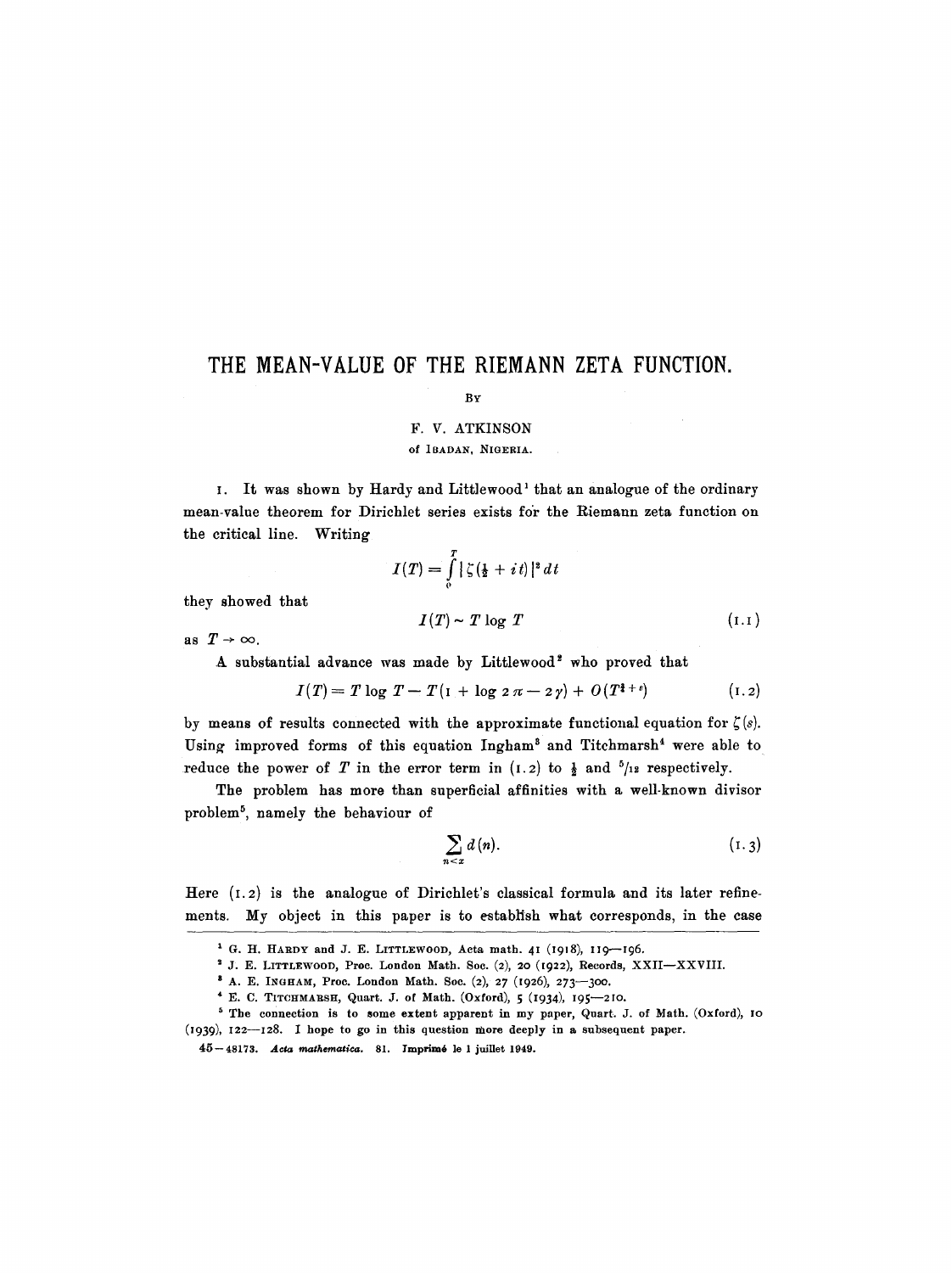# THE MEAN-VALUE OF THE RIEMANN ZETA FUNCTION.

By

F. V. ATKINSON

of IBADAN, NIGERIA.

1. It was shown by Hardy and Littlewood[1] that an analogue of the ordinary mean-value theorem for Dirichlet series exists for the Riemann zeta function on the critical line. Writing

$$I(T) = \int_0^T |\zeta(\tfrac{1}{2} + it)|^2 \, dt$$

they showed that

$$I(T) \sim T \log T \tag{1.1}$$

as $T \to \infty$.

A substantial advance was made by Littlewood[2] who proved that

$$I(T) = T \log T - T(1 + \log 2\pi - 2\gamma) + O(T^{\frac{3}{4}+\varepsilon}) \tag{1.2}$$

by means of results connected with the approximate functional equation for $\zeta(s)$. Using improved forms of this equation Ingham[3] and Titchmarsh[4] were able to reduce the power of $T$ in the error term in (1.2) to $\frac{1}{2}$ and $^5/_{12}$ respectively.

The problem has more than superficial affinities with a well-known divisor problem[5], namely the behaviour of

$$\sum_{n<x} d(n). \tag{1.3}$$

Here (1.2) is the analogue of Dirichlet's classical formula and its later refinements. My object in this paper is to establish what corresponds, in the case

---

[1] G. H. Hardy and J. E. Littlewood, Acta math. 41 (1918), 119—196.

[2] J. E. Littlewood, Proc. London Math. Soc. (2), 20 (1922), Records, XXII—XXVIII.

[3] A. E. Ingham, Proc. London Math. Soc. (2), 27 (1926), 273—300.

[4] E. C. Titchmarsh, Quart. J. of Math. (Oxford), 5 (1934), 195—210.

[5] The connection is to some extent apparent in my paper, Quart. J. of Math. (Oxford), 10 (1939), 122—128. I hope to go in this question more deeply in a subsequent paper.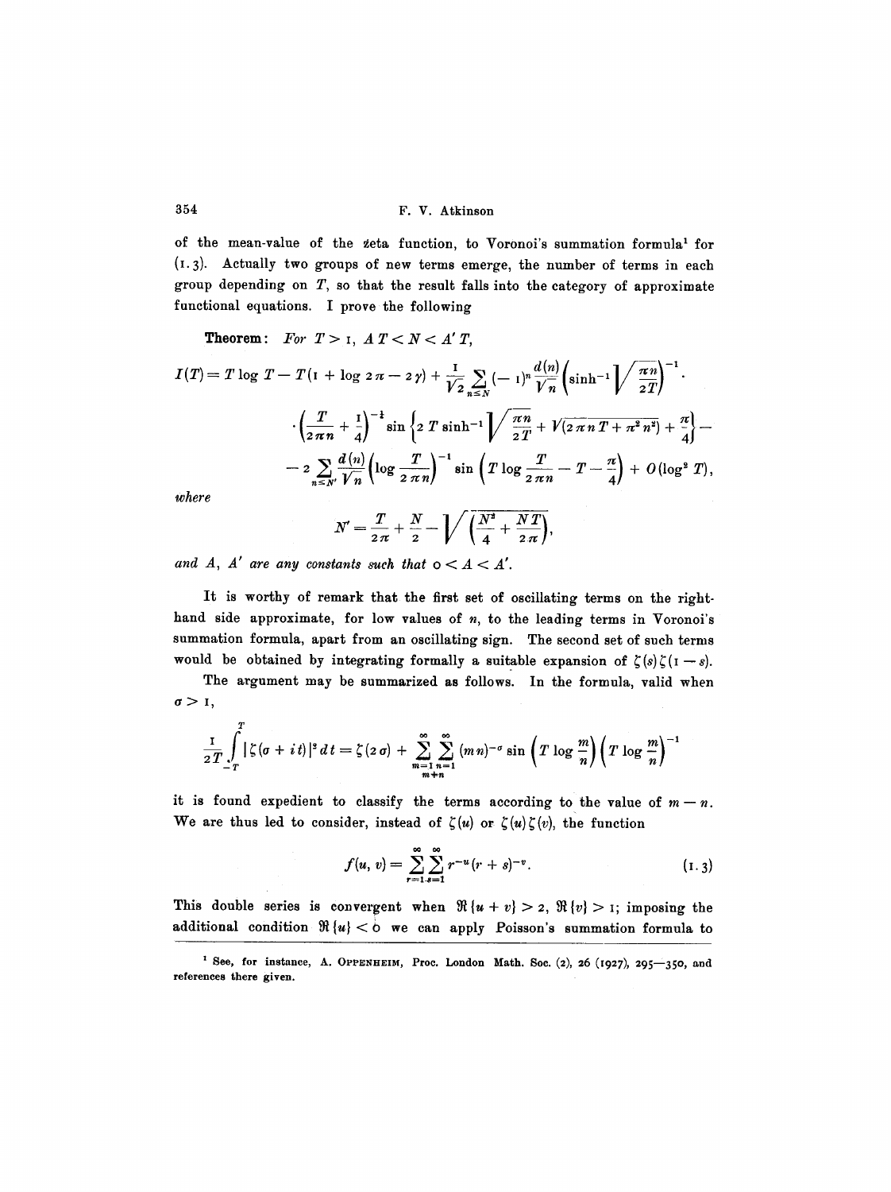of the mean-value of the zeta function, to Voronoi's summation formula[1] for (1.3). Actually two groups of new terms emerge, the number of terms in each group depending on $T$, so that the result falls into the category of approximate functional equations. I prove the following

**Theorem:** *For* $T > 1$, $AT < N < A'T$,

$$I(T) = T\log T - T(1 + \log 2\pi - 2\gamma) + \frac{1}{\sqrt{2}}\sum_{n\le N}(-1)^n \frac{d(n)}{\sqrt{n}}\left(\sinh^{-1}\sqrt{\frac{\pi n}{2T}}\right)^{-1}\cdot$$

$$\cdot\left(\frac{T}{2\pi n}+\frac{1}{4}\right)^{-\frac{1}{4}}\sin\left\{2T\sinh^{-1}\sqrt{\frac{\pi n}{2T}} + \sqrt{(2\pi n T + \pi^2 n^2)} + \frac{\pi}{4}\right\} -$$

$$- 2\sum_{n\le N'}\frac{d(n)}{\sqrt{n}}\left(\log\frac{T}{2\pi n}\right)^{-1}\sin\left(T\log\frac{T}{2\pi n} - T - \frac{\pi}{4}\right) + O(\log^2 T),$$

*where*

$$N' = \frac{T}{2\pi} + \frac{N}{2} - \sqrt{\left(\frac{N^2}{4} + \frac{NT}{2\pi}\right)},$$

*and* $A$, $A'$ *are any constants such that* $0 < A < A'$.

It is worthy of remark that the first set of oscillating terms on the right-hand side approximate, for low values of $n$, to the leading terms in Voronoi's summation formula, apart from an oscillating sign. The second set of such terms would be obtained by integrating formally a suitable expansion of $\zeta(s)\zeta(1-s)$.

The argument may be summarized as follows. In the formula, valid when $\sigma > 1$,

$$\frac{1}{2T}\int_{-T}^{T}|\zeta(\sigma+it)|^2\,dt = \zeta(2\sigma) + \sum_{\substack{m=1 \\ m\neq n}}^{\infty}\sum_{n=1}^{\infty}(mn)^{-\sigma}\sin\left(T\log\frac{m}{n}\right)\left(T\log\frac{m}{n}\right)^{-1}$$

it is found expedient to classify the terms according to the value of $m-n$. We are thus led to consider, instead of $\zeta(u)$ or $\zeta(u)\zeta(v)$, the function

$$f(u,v) = \sum_{r=1}^{\infty}\sum_{s=1}^{\infty} r^{-u}(r+s)^{-v}. \tag{1.3}$$

This double series is convergent when $\Re\{u+v\} > 2$, $\Re\{v\} > 1$; imposing the additional condition $\Re\{u\} < 0$ we can apply Poisson's summation formula to

[1] See, for instance, A. Oppenheim, Proc. London Math. Soc. (2), 26 (1927), 295—350, and references there given.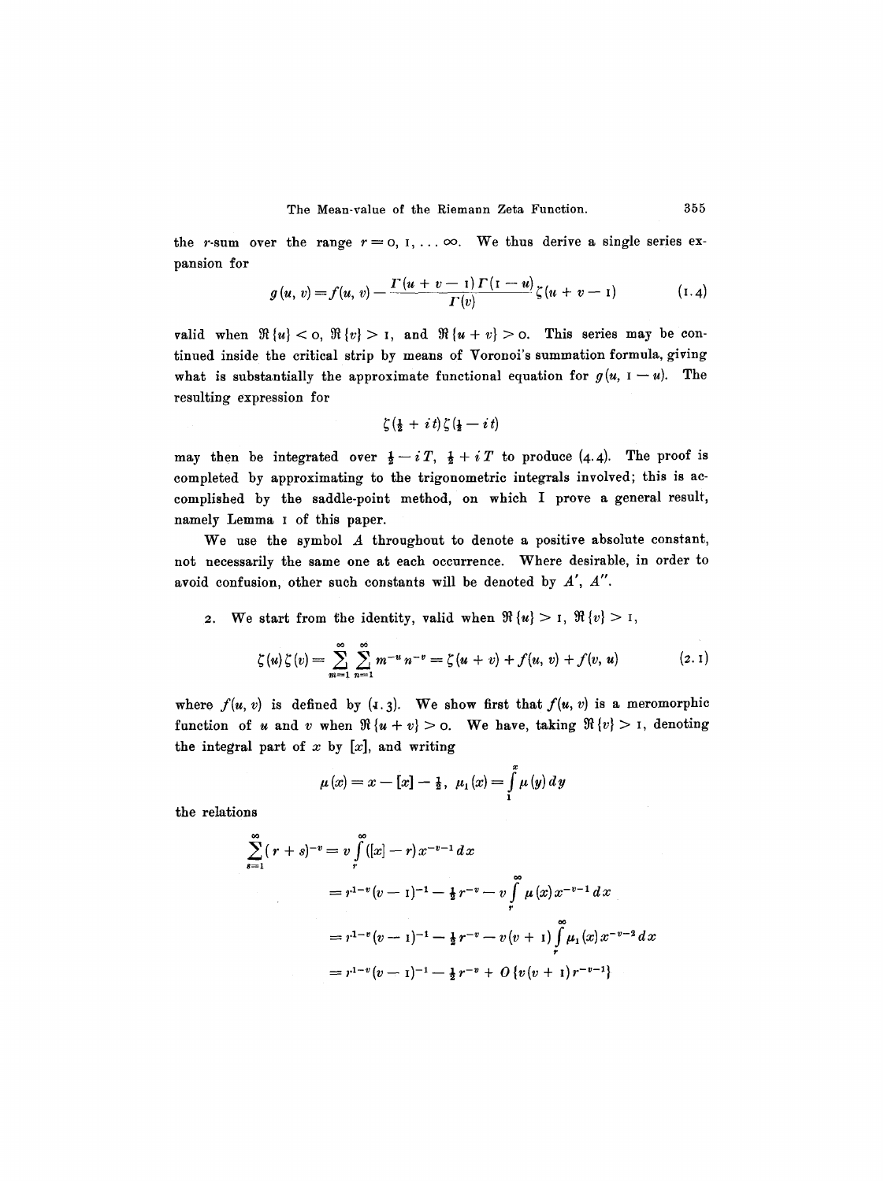the $r$-sum over the range $r = 0, 1, \ldots \infty$. We thus derive a single series expansion for

$$g(u, v) = f(u, v) - \frac{\Gamma(u + v - 1)\Gamma(1 - u)}{\Gamma(v)}\zeta(u + v - 1) \tag{1.4}$$

valid when $\Re\{u\} < 0$, $\Re\{v\} > 1$, and $\Re\{u + v\} > 0$. This series may be continued inside the critical strip by means of Voronoi's summation formula, giving what is substantially the approximate functional equation for $g(u, 1 - u)$. The resulting expression for

$$\zeta(\tfrac{1}{2} + it)\zeta(\tfrac{1}{2} - it)$$

may then be integrated over $\frac{1}{2} - iT$, $\frac{1}{2} + iT$ to produce (4.4). The proof is completed by approximating to the trigonometric integrals involved; this is accomplished by the saddle-point method, on which I prove a general result, namely Lemma 1 of this paper.

We use the symbol $A$ throughout to denote a positive absolute constant, not necessarily the same one at each occurrence. Where desirable, in order to avoid confusion, other such constants will be denoted by $A'$, $A''$.

2. We start from the identity, valid when $\Re\{u\} > 1$, $\Re\{v\} > 1$,

$$\zeta(u)\zeta(v) = \sum_{m=1}^{\infty}\sum_{n=1}^{\infty} m^{-u} n^{-v} = \zeta(u + v) + f(u, v) + f(v, u) \tag{2.1}$$

where $f(u, v)$ is defined by (1.3). We show first that $f(u, v)$ is a meromorphic function of $u$ and $v$ when $\Re\{u + v\} > 0$. We have, taking $\Re\{v\} > 1$, denoting the integral part of $x$ by $[x]$, and writing

$$\mu(x) = x - [x] - \tfrac{1}{2}, \quad \mu_1(x) = \int_1^x \mu(y)\,dy$$

the relations

$$\begin{aligned}
\sum_{s=1}^{\infty}(r + s)^{-v} &= v\int_r^{\infty}([x] - r)x^{-v-1}\,dx \\
&= r^{1-v}(v - 1)^{-1} - \tfrac{1}{2}r^{-v} - v\int_r^{\infty}\mu(x)x^{-v-1}\,dx \\
&= r^{1-v}(v - 1)^{-1} - \tfrac{1}{2}r^{-v} - v(v + 1)\int_r^{\infty}\mu_1(x)x^{-v-2}\,dx \\
&= r^{1-v}(v - 1)^{-1} - \tfrac{1}{2}r^{-v} + O\{v(v + 1)r^{-v-1}\}
\end{aligned}$$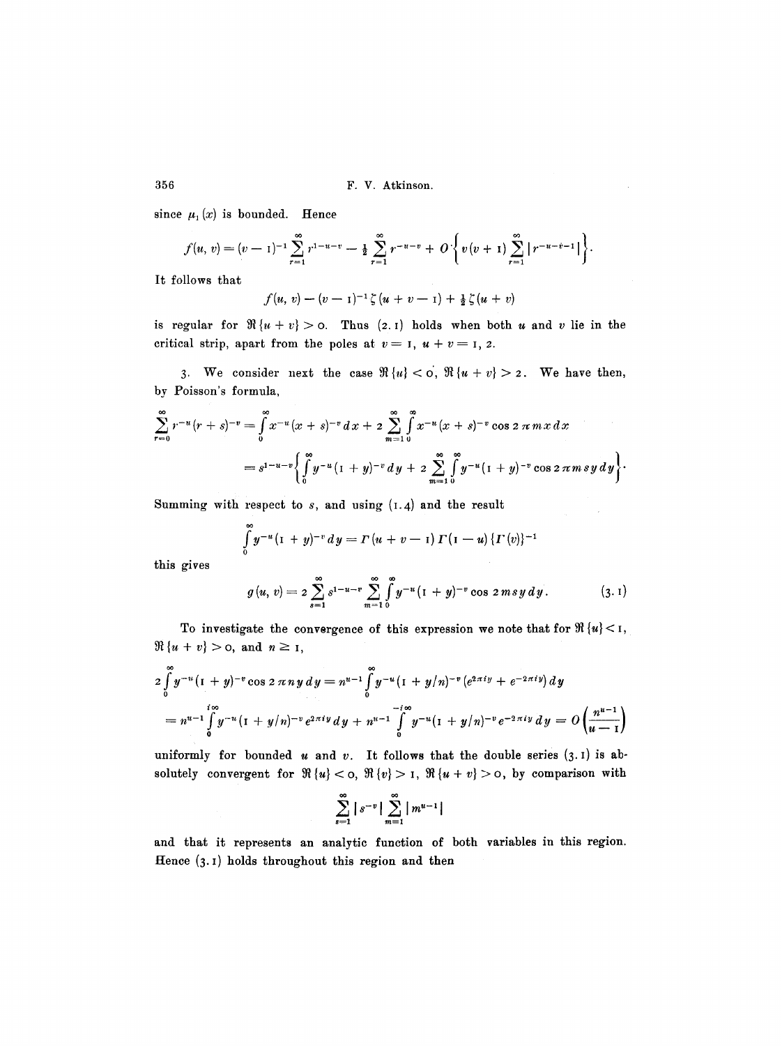since $\mu_1(x)$ is bounded. Hence

$$f(u, v) = (v - 1)^{-1} \sum_{r=1}^{\infty} r^{1-u-v} - \tfrac{1}{2} \sum_{r=1}^{\infty} r^{-u-v} + O\left\{ v(v+1) \sum_{r=1}^{\infty} | r^{-u-v-1} | \right\}.$$

It follows that

$$f(u, v) - (v - 1)^{-1} \zeta(u + v - 1) + \tfrac{1}{2} \zeta(u + v)$$

is regular for $\Re\{u + v\} > 0$. Thus (2.1) holds when both $u$ and $v$ lie in the critical strip, apart from the poles at $v = 1$, $u + v = 1, 2$.

3. We consider next the case $\Re\{u\} < 0$, $\Re\{u + v\} > 2$. We have then, by Poisson's formula,

$$\sum_{r=0}^{\infty} r^{-u}(r + s)^{-v} = \int_0^{\infty} x^{-u}(x + s)^{-v}\, dx + 2 \sum_{m=1}^{\infty} \int_0^{\infty} x^{-u}(x + s)^{-v} \cos 2\pi m x\, dx$$

$$= s^{1-u-v} \left\{ \int_0^{\infty} y^{-u}(1 + y)^{-v}\, dy + 2 \sum_{m=1}^{\infty} \int_0^{\infty} y^{-u}(1 + y)^{-v} \cos 2\pi m s y\, dy \right\}.$$

Summing with respect to $s$, and using (1.4) and the result

$$\int_0^{\infty} y^{-u}(1 + y)^{-v}\, dy = \Gamma(u + v - 1)\, \Gamma(1 - u) \{\Gamma(v)\}^{-1}$$

this gives

$$g(u, v) = 2 \sum_{s=1}^{\infty} s^{1-u-v} \sum_{m=1}^{\infty} \int_0^{\infty} y^{-u}(1 + y)^{-v} \cos 2 m s y\, dy. \tag{3.1}$$

To investigate the convergence of this expression we note that for $\Re\{u\} < 1$, $\Re\{u + v\} > 0$, and $n \geq 1$,

$$2 \int_0^{\infty} y^{-u}(1 + y)^{-v} \cos 2\pi n y\, dy = n^{u-1} \int_0^{\infty} y^{-u}(1 + y/n)^{-v} (e^{2\pi i y} + e^{-2\pi i y})\, dy$$

$$= n^{u-1} \int_0^{i\infty} y^{-u}(1 + y/n)^{-v} e^{2\pi i y}\, dy + n^{u-1} \int_0^{-i\infty} y^{-u}(1 + y/n)^{-v} e^{-2\pi i y}\, dy = O\left(\frac{n^{u-1}}{u - 1}\right)$$

uniformly for bounded $u$ and $v$. It follows that the double series (3.1) is absolutely convergent for $\Re\{u\} < 0$, $\Re\{v\} > 1$, $\Re\{u + v\} > 0$, by comparison with

$$\sum_{s=1}^{\infty} | s^{-v} | \sum_{m=1}^{\infty} | m^{u-1} |$$

and that it represents an analytic function of both variables in this region. Hence (3.1) holds throughout this region and then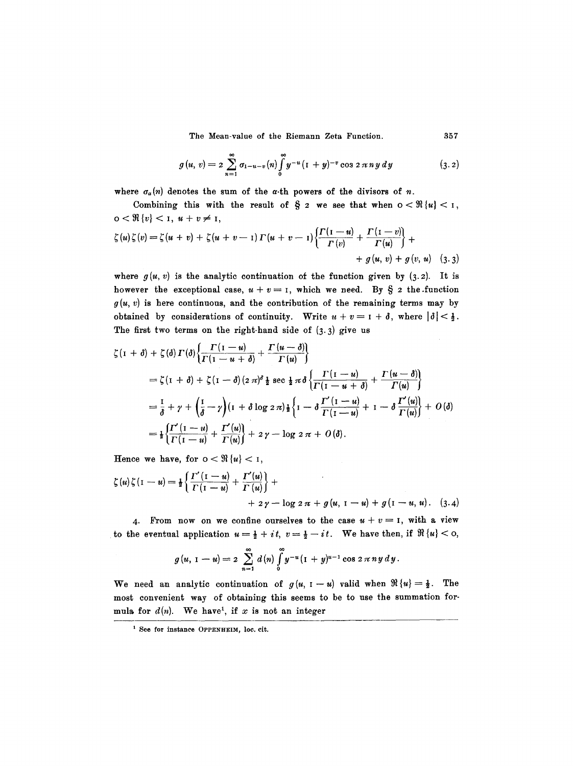$$g(u, v) = 2 \sum_{n=1}^{\infty} \sigma_{1-u-v}(n) \int_0^{\infty} y^{-u} (1 + y)^{-v} \cos 2\pi n y \, dy \tag{3.2}$$

where $\sigma_\alpha(n)$ denotes the sum of the $\alpha$-th powers of the divisors of $n$.

Combining this with the result of § 2 we see that when $0 < \Re\{u\} < 1$, $0 < \Re\{v\} < 1$, $u + v \neq 1$,

$$\zeta(u)\zeta(v) = \zeta(u+v) + \zeta(u+v-1)\Gamma(u+v-1)\left\{\frac{\Gamma(1-u)}{\Gamma(v)} + \frac{\Gamma(1-v)}{\Gamma(u)}\right\} + g(u, v) + g(v, u) \tag{3.3}$$

where $g(u, v)$ is the analytic continuation of the function given by (3.2). It is however the exceptional case, $u + v = 1$, which we need. By § 2 the function $g(u, v)$ is here continuous, and the contribution of the remaining terms may by obtained by considerations of continuity. Write $u + v = 1 + \delta$, where $|\delta| < \frac{1}{2}$. The first two terms on the right-hand side of (3.3) give us

$$\begin{aligned}
\zeta(1+\delta) &+ \zeta(\delta)\Gamma(\delta)\left\{\frac{\Gamma(1-u)}{\Gamma(1-u+\delta)} + \frac{\Gamma(u-\delta)}{\Gamma(u)}\right\} \\
&= \zeta(1+\delta) + \zeta(1-\delta)(2\pi)^\delta \tfrac{1}{2} \sec \tfrac{1}{2}\pi\delta \left\{\frac{\Gamma(1-u)}{\Gamma(1-u+\delta)} + \frac{\Gamma(u-\delta)}{\Gamma(u)}\right\} \\
&= \frac{1}{\delta} + \gamma + \left(\frac{1}{\delta} - \gamma\right)(1 + \delta \log 2\pi)\tfrac{1}{2}\left\{1 - \delta\frac{\Gamma'(1-u)}{\Gamma(1-u)} + 1 - \delta\frac{\Gamma'(u)}{\Gamma(u)}\right\} + O(\delta) \\
&= \tfrac{1}{2}\left\{\frac{\Gamma'(1-u)}{\Gamma(1-u)} + \frac{\Gamma'(u)}{\Gamma(u)}\right\} + 2\gamma - \log 2\pi + O(\delta).
\end{aligned}$$

Hence we have, for $0 < \Re\{u\} < 1$,

$$\zeta(u)\zeta(1-u) = \tfrac{1}{2}\left\{\frac{\Gamma'(1-u)}{\Gamma(1-u)} + \frac{\Gamma'(u)}{\Gamma(u)}\right\} + 2\gamma - \log 2\pi + g(u, 1-u) + g(1-u, u). \tag{3.4}$$

4. From now on we confine ourselves to the case $u + v = 1$, with a view to the eventual application $u = \frac{1}{2} + it$, $v = \frac{1}{2} - it$. We have then, if $\Re\{u\} < 0$,

$$g(u, 1-u) = 2 \sum_{n=1}^{\infty} d(n) \int_0^{\infty} y^{-u}(1+y)^{u-1} \cos 2\pi n y \, dy.$$

We need an analytic continuation of $g(u, 1-u)$ valid when $\Re\{u\} = \frac{1}{2}$. The most convenient way of obtaining this seems to be to use the summation formula for $d(n)$. We have[1], if $x$ is not an integer

[1] See for instance OPPENHEIM, loc. cit.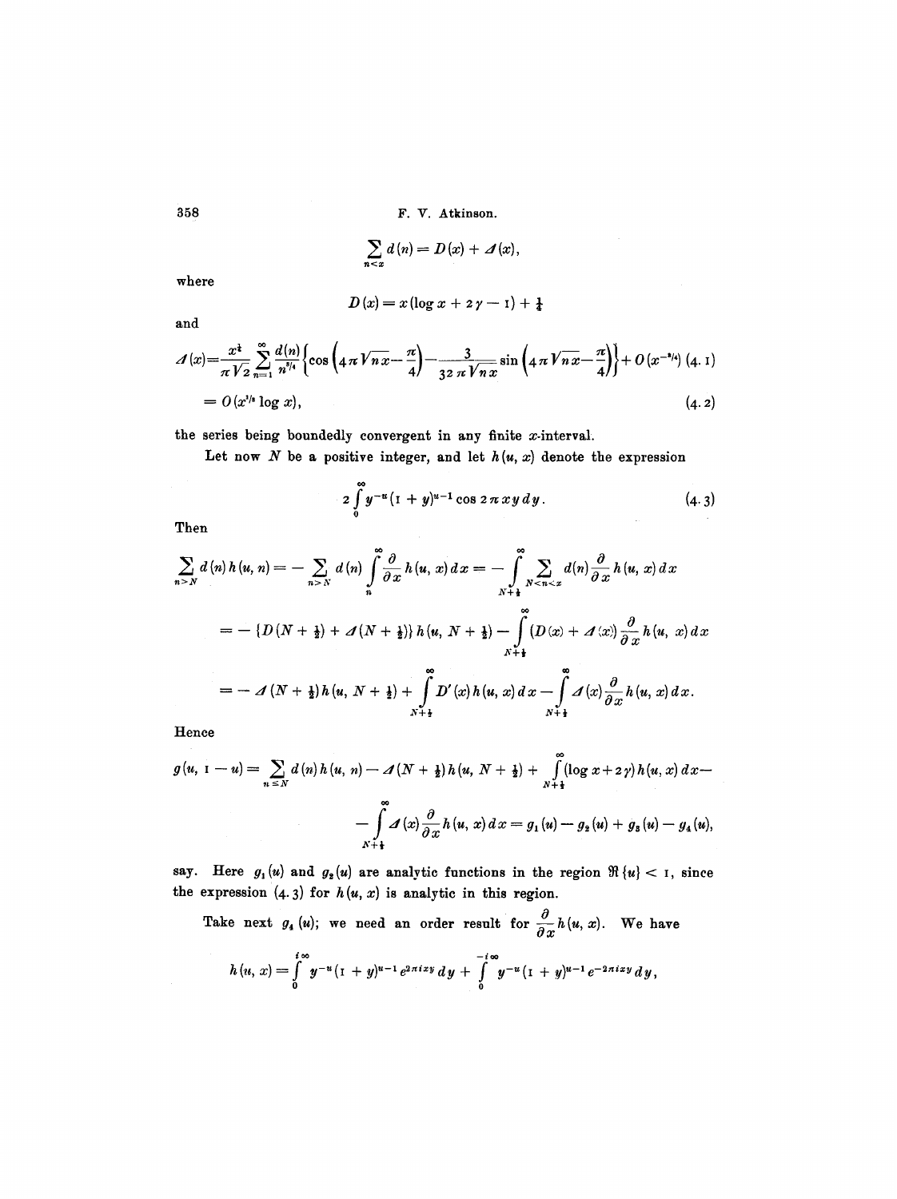$$\sum_{n<x} d(n) = D(x) + \Delta(x),$$

where

$$D(x) = x(\log x + 2\gamma - 1) + \tfrac{1}{4}$$

and

$$\Delta(x) = \frac{x^{\frac{1}{4}}}{\pi\sqrt{2}} \sum_{n=1}^{\infty} \frac{d(n)}{n^{3/4}} \left\{ \cos\left(4\pi\sqrt{nx} - \frac{\pi}{4}\right) - \frac{3}{32\pi\sqrt{nx}} \sin\left(4\pi\sqrt{nx} - \frac{\pi}{4}\right) \right\} + O(x^{-3/4}) \quad (4.1)$$

$$= O(x^{1/3}\log x), \quad (4.2)$$

the series being boundedly convergent in any finite $x$-interval.

Let now $N$ be a positive integer, and let $h(u, x)$ denote the expression

$$2\int_0^{\infty} y^{-u}(1+y)^{u-1}\cos 2\pi xy\, dy. \quad (4.3)$$

Then

$$\sum_{n>N} d(n)h(u,n) = -\sum_{n>N} d(n)\int_n^{\infty} \frac{\partial}{\partial x}h(u,x)\,dx = -\int_{N+\frac{1}{2}}^{\infty} \sum_{N<n<x} d(n)\frac{\partial}{\partial x}h(u,x)\,dx$$

$$= -\{D(N+\tfrac{1}{2}) + \Delta(N+\tfrac{1}{2})\}h(u, N+\tfrac{1}{2}) - \int_{N+\frac{1}{2}}^{\infty} (D(x) + \Delta(x))\frac{\partial}{\partial x}h(u,x)\,dx$$

$$= -\Delta(N+\tfrac{1}{2})h(u, N+\tfrac{1}{2}) + \int_{N+\frac{1}{2}}^{\infty} D'(x)h(u,x)\,dx - \int_{N+\frac{1}{2}}^{\infty} \Delta(x)\frac{\partial}{\partial x}h(u,x)\,dx.$$

Hence

$$g(u, 1-u) = \sum_{n\le N} d(n)h(u,n) - \Delta(N+\tfrac{1}{2})h(u, N+\tfrac{1}{2}) + \int_{N+\frac{1}{2}}^{\infty} (\log x + 2\gamma)h(u,x)\,dx -$$

$$- \int_{N+\frac{1}{2}}^{\infty} \Delta(x)\frac{\partial}{\partial x}h(u,x)\,dx = g_1(u) - g_2(u) + g_3(u) - g_4(u),$$

say. Here $g_1(u)$ and $g_2(u)$ are analytic functions in the region $\Re\{u\} < 1$, since the expression (4.3) for $h(u, x)$ is analytic in this region.

Take next $g_4(u)$; we need an order result for $\frac{\partial}{\partial x}h(u,x)$. We have

$$h(u,x) = \int_0^{i\infty} y^{-u}(1+y)^{u-1}e^{2\pi ixy}\,dy + \int_0^{-i\infty} y^{-u}(1+y)^{u-1}e^{-2\pi ixy}\,dy,$$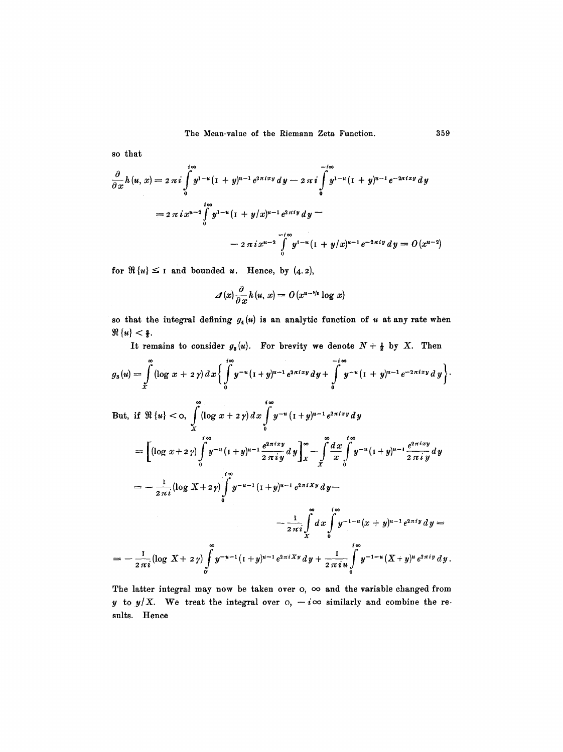so that

$$\frac{\partial}{\partial x} h(u, x) = 2\pi i \int_0^{i\infty} y^{1-u}(1 + y)^{u-1} e^{2\pi i x y}\, dy - 2\pi i \int_0^{-i\infty} y^{1-u}(1 + y)^{u-1} e^{-2\pi i x y}\, dy$$

$$= 2\pi i x^{u-2} \int_0^{i\infty} y^{1-u}(1 + y/x)^{u-1} e^{2\pi i y}\, dy -$$

$$- 2\pi i x^{u-2} \int_0^{-i\infty} y^{1-u}(1 + y/x)^{u-1} e^{-2\pi i y}\, dy = O(x^{u-2})$$

for $\Re\{u\} \leq 1$ and bounded $u$. Hence, by (4.2),

$$\Delta(x) \frac{\partial}{\partial x} h(u, x) = O(x^{u-5/3} \log x)$$

so that the integral defining $g_4(u)$ is an analytic function of $u$ at any rate when $\Re\{u\} < \frac{2}{3}$.

It remains to consider $g_3(u)$. For brevity we denote $N + \frac{1}{2}$ by $X$. Then

$$g_3(u) = \int_X^\infty (\log x + 2\gamma)\, dx \left\{ \int_0^{i\infty} y^{-u}(1 + y)^{u-1} e^{2\pi i x y}\, dy + \int_0^{-i\infty} y^{-u}(1 + y)^{u-1} e^{-2\pi i x y}\, dy \right\}.$$

But, if $\Re\{u\} < 0$, $\displaystyle\int_X^\infty (\log x + 2\gamma)\, dx \int_0^{i\infty} y^{-u}(1 + y)^{u-1} e^{2\pi i x y}\, dy$

$$= \left[ (\log x + 2\gamma) \int_0^{i\infty} y^{-u}(1 + y)^{u-1} \frac{e^{2\pi i x y}}{2\pi i y}\, dy \right]_X^\infty - \int_X^\infty \frac{dx}{x} \int_0^{i\infty} y^{-u}(1 + y)^{u-1} \frac{e^{2\pi i x y}}{2\pi i y}\, dy$$

$$= -\frac{1}{2\pi i}(\log X + 2\gamma) \int_0^{i\infty} y^{-u-1}(1 + y)^{u-1} e^{2\pi i X y}\, dy -$$

$$- \frac{1}{2\pi i} \int_X^\infty dx \int_0^{i\infty} y^{-1-u}(x + y)^{u-1} e^{2\pi i y}\, dy =$$

$$= -\frac{1}{2\pi i}(\log X + 2\gamma) \int_0^{\infty} y^{-u-1}(1 + y)^{u-1} e^{2\pi i X y}\, dy + \frac{1}{2\pi i u} \int_0^{i\infty} y^{-1-u}(X + y)^{u} e^{2\pi i y}\, dy.$$

The latter integral may now be taken over $0, \infty$ and the variable changed from $y$ to $y/X$. We treat the integral over $0, -i\infty$ similarly and combine the results. Hence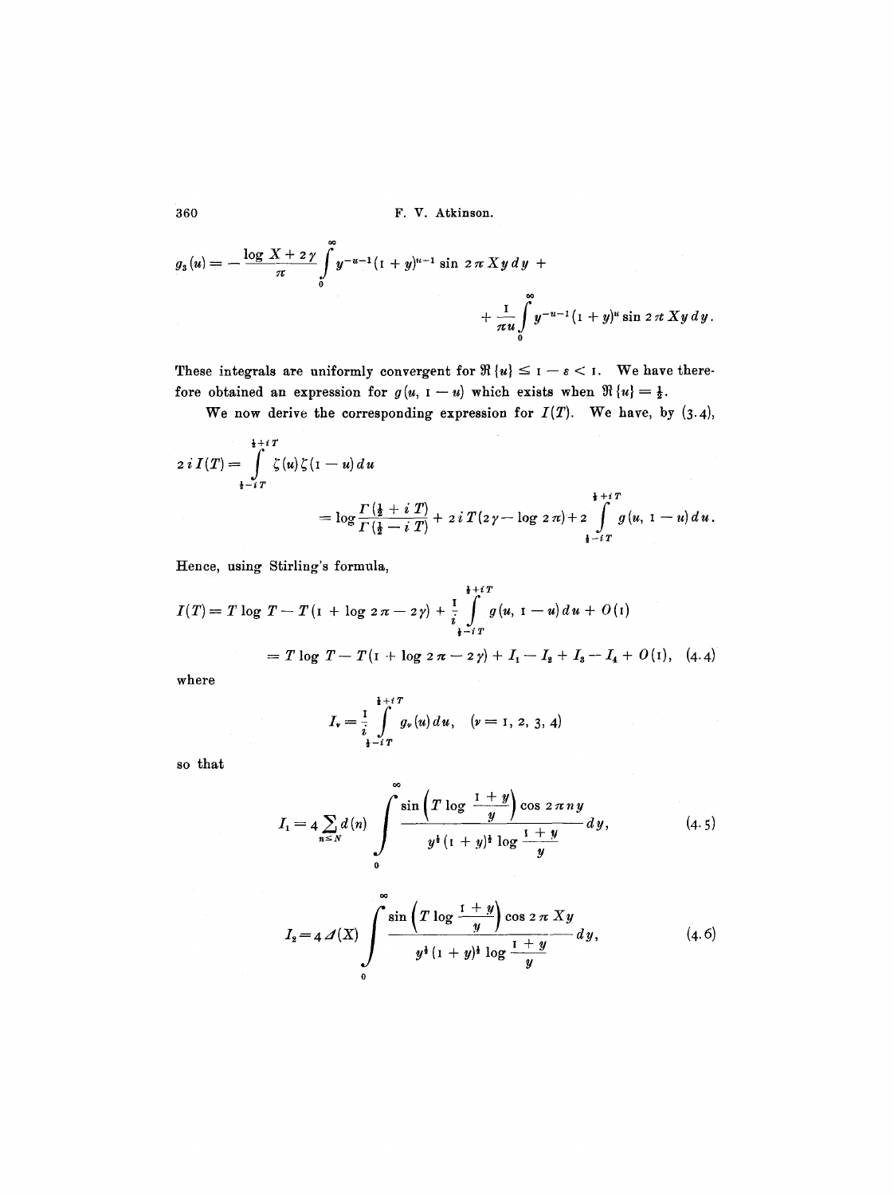$$g_3(u) = -\frac{\log X + 2\gamma}{\pi} \int_0^\infty y^{-u-1}(1+y)^{u-1} \sin 2\pi X y \, dy + \frac{1}{\pi u} \int_0^\infty y^{-u-1}(1+y)^{u} \sin 2\pi X y \, dy.$$

These integrals are uniformly convergent for $\Re\{u\} \le 1 - \varepsilon < 1$. We have therefore obtained an expression for $g(u, 1-u)$ which exists when $\Re\{u\} = \frac{1}{2}$.

We now derive the corresponding expression for $I(T)$. We have, by (3.4),

$$2iI(T) = \int_{\frac{1}{2}-iT}^{\frac{1}{2}+iT} \zeta(u)\zeta(1-u)\,du = \log\frac{\Gamma(\frac{1}{2}+iT)}{\Gamma(\frac{1}{2}-iT)} + 2iT(2\gamma - \log 2\pi) + 2\int_{\frac{1}{2}-iT}^{\frac{1}{2}+iT} g(u, 1-u)\,du.$$

Hence, using Stirling's formula,

$$I(T) = T\log T - T(1 + \log 2\pi - 2\gamma) + \frac{1}{i}\int_{\frac{1}{2}-iT}^{\frac{1}{2}+iT} g(u, 1-u)\,du + O(1)$$

$$= T\log T - T(1 + \log 2\pi - 2\gamma) + I_1 - I_2 + I_3 - I_4 + O(1), \quad (4.4)$$

where

$$I_\nu = \frac{1}{i}\int_{\frac{1}{2}-iT}^{\frac{1}{2}+iT} g_\nu(u)\,du, \quad (\nu = 1, 2, 3, 4)$$

so that

$$I_1 = 4\sum_{n \le N} d(n) \int_0^\infty \frac{\sin\left(T\log\frac{1+y}{y}\right)\cos 2\pi n y}{y^{\frac{1}{2}}(1+y)^{\frac{1}{2}}\log\frac{1+y}{y}}\,dy, \quad (4.5)$$

$$I_2 = 4\Delta(X) \int_0^\infty \frac{\sin\left(T\log\frac{1+y}{y}\right)\cos 2\pi X y}{y^{\frac{1}{2}}(1+y)^{\frac{1}{2}}\log\frac{1+y}{y}}\,dy, \quad (4.6)$$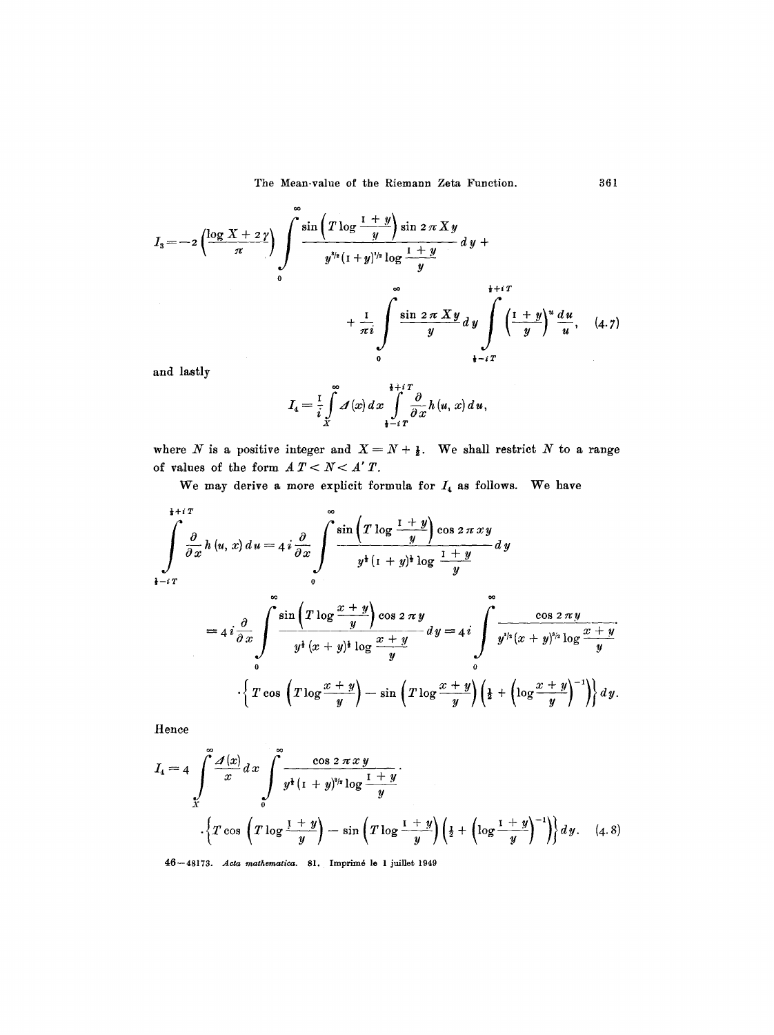$$I_3 = -2\left(\frac{\log X + 2\gamma}{\pi}\right)\int_0^\infty \frac{\sin\left(T\log\frac{1+y}{y}\right)\sin 2\pi X y}{y^{3/2}(1+y)^{1/2}\log\frac{1+y}{y}}\,dy + $$

$$+ \frac{1}{\pi i}\int_0^\infty \frac{\sin 2\pi X y}{y}\,dy \int_{\frac{1}{2}-iT}^{\frac{1}{2}+iT}\left(\frac{1+y}{y}\right)^u \frac{du}{u}, \tag{4.7}$$

and lastly

$$I_4 = \frac{1}{i}\int_X^\infty \Delta(x)\,dx \int_{\frac{1}{2}-iT}^{\frac{1}{2}+iT}\frac{\partial}{\partial x}h(u,x)\,du,$$

where $N$ is a positive integer and $X = N + \frac{1}{2}$. We shall restrict $N$ to a range of values of the form $AT < N < A'T$.

We may derive a more explicit formula for $I_4$ as follows. We have

$$\int_{\frac{1}{2}-iT}^{\frac{1}{2}+iT}\frac{\partial}{\partial x}h(u,x)\,du = 4i\frac{\partial}{\partial x}\int_0^\infty \frac{\sin\left(T\log\frac{1+y}{y}\right)\cos 2\pi x y}{y^{\frac{1}{2}}(1+y)^{\frac{1}{2}}\log\frac{1+y}{y}}\,dy$$

$$= 4i\frac{\partial}{\partial x}\int_0^\infty \frac{\sin\left(T\log\frac{x+y}{y}\right)\cos 2\pi y}{y^{\frac{1}{2}}(x+y)^{\frac{1}{2}}\log\frac{x+y}{y}}\,dy = 4i\int_0^\infty \frac{\cos 2\pi y}{y^{1/2}(x+y)^{3/2}\log\frac{x+y}{y}}\cdot$$

$$\cdot\left\{T\cos\left(T\log\frac{x+y}{y}\right) - \sin\left(T\log\frac{x+y}{y}\right)\left(\frac{1}{2} + \left(\log\frac{x+y}{y}\right)^{-1}\right)\right\}dy.$$

Hence

$$I_4 = 4\int_X^\infty \frac{\Delta(x)}{x}\,dx\int_0^\infty \frac{\cos 2\pi x y}{y^{\frac{1}{2}}(1+y)^{3/2}\log\frac{1+y}{y}}\cdot$$

$$\cdot\left\{T\cos\left(T\log\frac{1+y}{y}\right) - \sin\left(T\log\frac{1+y}{y}\right)\left(\frac{1}{2} + \left(\log\frac{1+y}{y}\right)^{-1}\right)\right\}dy. \tag{4.8}$$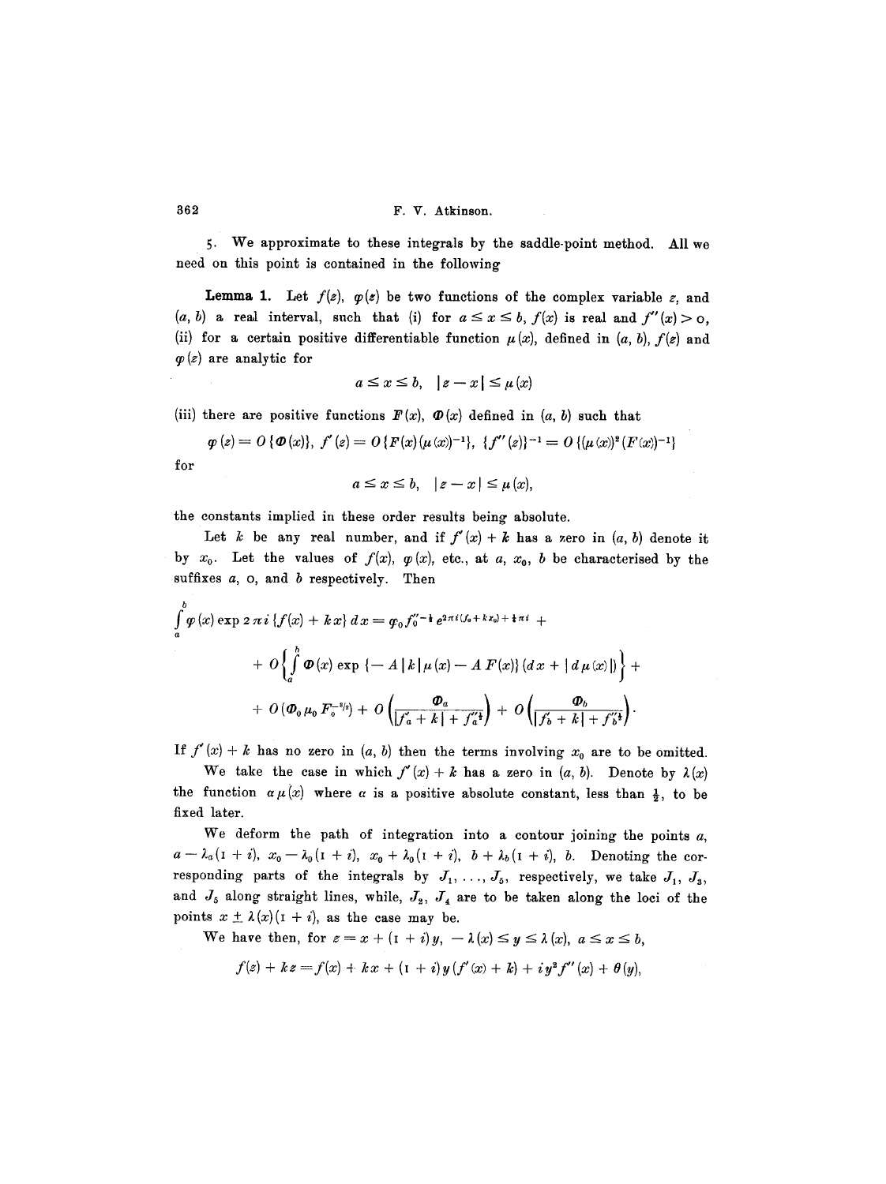5. We approximate to these integrals by the saddle-point method. All we need on this point is contained in the following

**Lemma 1.** Let $f(z)$, $\varphi(z)$ be two functions of the complex variable $z$, and $(a, b)$ a real interval, such that (i) for $a \le x \le b$, $f(x)$ is real and $f''(x) > 0$, (ii) for a certain positive differentiable function $\mu(x)$, defined in $(a, b)$, $f(z)$ and $\varphi(z)$ are analytic for

$$a \le x \le b, \quad |z - x| \le \mu(x)$$

(iii) there are positive functions $F(x)$, $\Phi(x)$ defined in $(a, b)$ such that

$$\varphi(z) = O\{\Phi(x)\}, \; f'(z) = O\{F(x)(\mu(x))^{-1}\}, \; \{f''(z)\}^{-1} = O\{(\mu(x))^2 (F(x))^{-1}\}$$

for

$$a \le x \le b, \quad |z - x| \le \mu(x),$$

the constants implied in these order results being absolute.

Let $k$ be any real number, and if $f'(x) + k$ has a zero in $(a, b)$ denote it by $x_0$. Let the values of $f(x)$, $\varphi(x)$, etc., at $a$, $x_0$, $b$ be characterised by the suffixes $a$, $0$, and $b$ respectively. Then

$$\int_a^b \varphi(x) \exp 2\pi i \{f(x) + kx\}\, dx = \varphi_0 f_0''^{-\frac{1}{2}} e^{2\pi i (f_0 + kx_0) + \frac{1}{4}\pi i} +$$
$$+ O\left\{\int_a^b \Phi(x) \exp\{-A|k|\mu(x) - A F(x)\}(dx + |d\mu(x)|)\right\} +$$
$$+ O(\Phi_0 \mu_0 F_0^{-3/2}) + O\left(\frac{\Phi_a}{|f_a' + k| + f_a''^{\frac{1}{2}}}\right) + O\left(\frac{\Phi_b}{|f_b' + k| + f_b''^{\frac{1}{2}}}\right).$$

If $f'(x) + k$ has no zero in $(a, b)$ then the terms involving $x_0$ are to be omitted.

We take the case in which $f'(x) + k$ has a zero in $(a, b)$. Denote by $\lambda(x)$ the function $\alpha\mu(x)$ where $\alpha$ is a positive absolute constant, less than $\frac{1}{2}$, to be fixed later.

We deform the path of integration into a contour joining the points $a$, $a - \lambda_a(1 + i)$, $x_0 - \lambda_0(1 + i)$, $x_0 + \lambda_0(1 + i)$, $b + \lambda_b(1 + i)$, $b$. Denoting the corresponding parts of the integrals by $J_1, \ldots, J_5$, respectively, we take $J_1$, $J_3$, and $J_5$ along straight lines, while, $J_2$, $J_4$ are to be taken along the loci of the points $x \pm \lambda(x)(1 + i)$, as the case may be.

We have then, for $z = x + (1 + i)y$, $-\lambda(x) \le y \le \lambda(x)$, $a \le x \le b$,

$$f(z) + kz = f(x) + kx + (1 + i)y(f'(x) + k) + iy^2 f''(x) + \theta(y),$$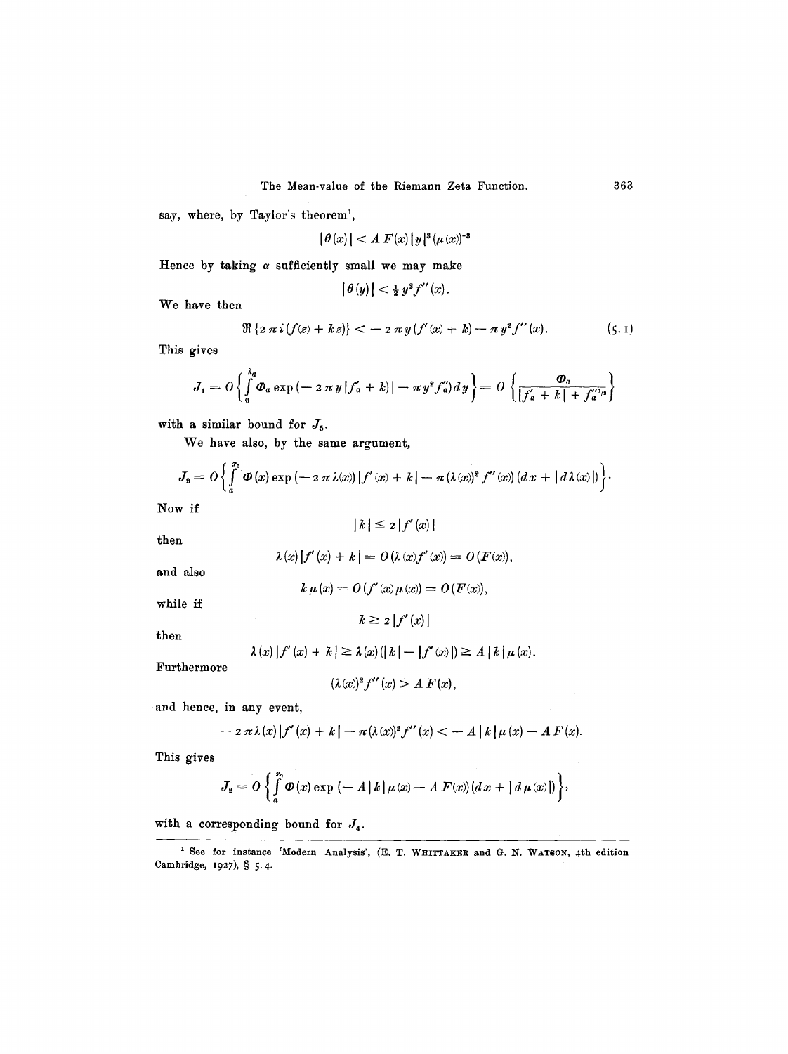say, where, by Taylor's theorem[1],

$$|\theta(x)| < A\, F(x)\, |y|^3 (\mu(x))^{-3}$$

Hence by taking $\alpha$ sufficiently small we may make

$$|\theta(y)| < \tfrac{1}{2} y^2 f''(x).$$

We have then

$$\Re\{2\pi i(f(z) + kz)\} < -2\pi y(f'(x) + k) - \pi y^2 f''(x). \tag{5.1}$$

This gives

$$J_1 = O\left\{\int_0^{\lambda_a} \Phi_a \exp\left(-2\pi y|f'_a + k| - \pi y^2 f''_a\right) dy\right\} = O\left\{\frac{\Phi_a}{|f'_a + k| + f''^{1/2}_a}\right\}$$

with a similar bound for $J_5$.

We have also, by the same argument,

$$J_2 = O\left\{\int_a^{x_0} \Phi(x) \exp\left(-2\pi\lambda(x)|f'(x) + k| - \pi(\lambda(x))^2 f''(x)\right)(dx + |d\lambda(x)|)\right\}.$$

Now if

$$|k| \leq 2|f'(x)|$$

then

$$\lambda(x)|f'(x) + k| = O(\lambda(x) f'(x)) = O(F(x)),$$

and also

$$k\mu(x) = O(f'(x)\mu(x)) = O(F(x)),$$

while if

$$k \geq 2|f'(x)|$$

then

$$\lambda(x)|f'(x) + k| \geq \lambda(x)(|k| - |f'(x)|) \geq A|k|\mu(x).$$

Furthermore

$$(\lambda(x))^2 f''(x) > A\, F(x),$$

and hence, in any event,

$$-2\pi\lambda(x)|f'(x) + k| - \pi(\lambda(x))^2 f''(x) < -A|k|\mu(x) - A\, F(x).$$

This gives

$$J_2 = O\left\{\int_a^{x_0} \Phi(x) \exp\left(-A|k|\mu(x) - A\, F(x)\right)(dx + |d\mu(x)|)\right\},$$

with a corresponding bound for $J_4$.

---

[1] See for instance 'Modern Analysis', (E. T. WHITTAKER and G. N. WATSON, 4th edition Cambridge, 1927), § 5.4.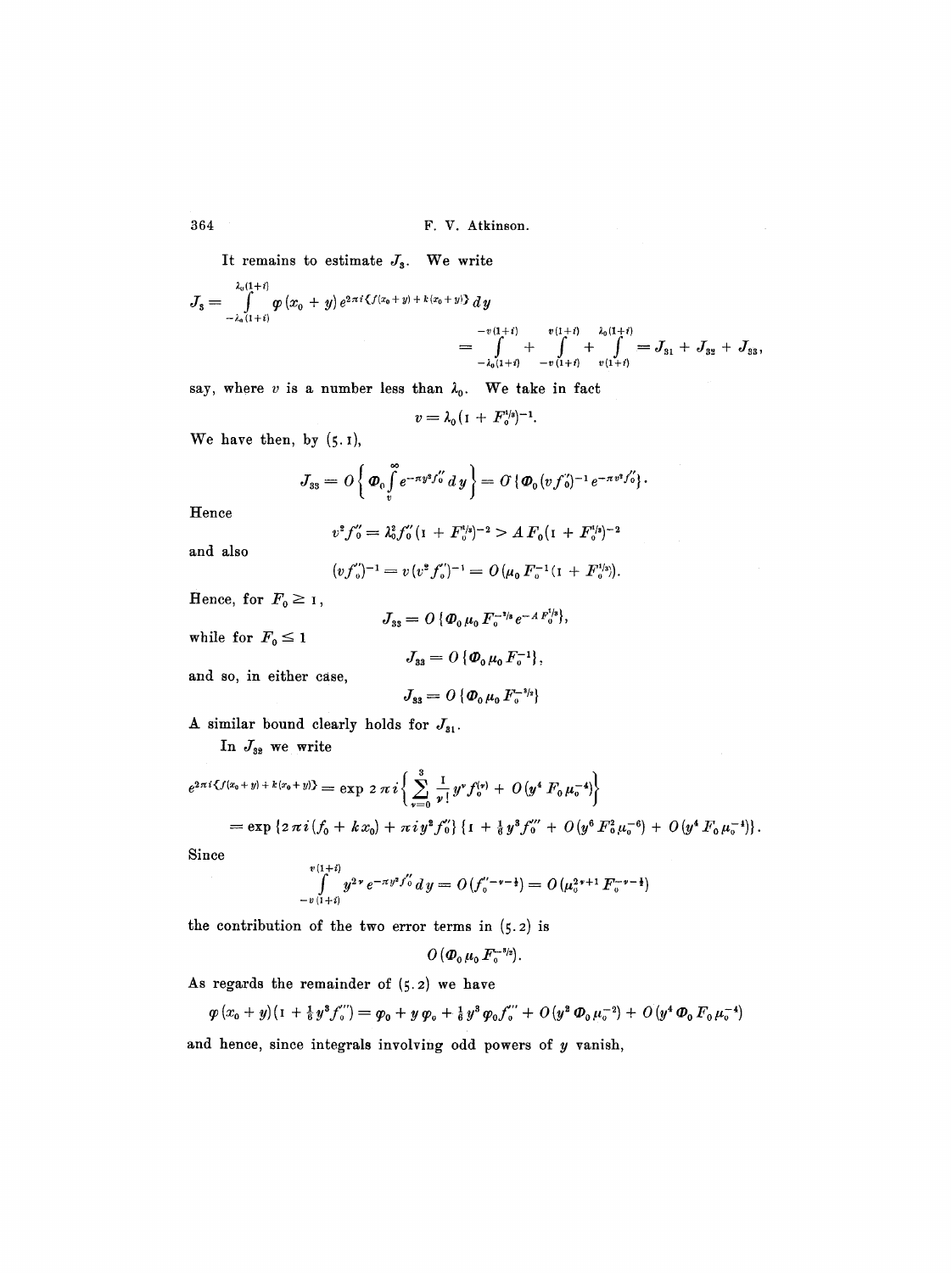It remains to estimate $J_3$. We write

$$J_3 = \int_{-\lambda_0(1+i)}^{\lambda_0(1+i)} \varphi(x_0+y)\, e^{2\pi i\{f(x_0+y)+k(x_0+y)\}}\, dy$$

$$= \int_{-\lambda_0(1+i)}^{-v(1+i)} + \int_{-v(1+i)}^{v(1+i)} + \int_{v(1+i)}^{\lambda_0(1+i)} = J_{31} + J_{32} + J_{33},$$

say, where $v$ is a number less than $\lambda_0$. We take in fact

$$v = \lambda_0(1 + F_0^{1/6})^{-1}.$$

We have then, by (5.1),

$$J_{33} = O\left\{\Phi_0 \int_v^\infty e^{-\pi y^2 f_0''}\, dy\right\} = O\{\Phi_0 (v f_0'')^{-1} e^{-\pi v^2 f_0''}\}.$$

Hence

$$v^2 f_0'' = \lambda_0^2 f_0'' (1 + F_0^{1/6})^{-2} > A\, F_0 (1 + F_0^{1/6})^{-2}$$

and also

$$(v f_0'')^{-1} = v(v^2 f_0'')^{-1} = O(\mu_0 F_0^{-1}(1 + F_0^{1/3})).$$

Hence, for $F_0 \geq 1$,

$$J_{33} = O\{\Phi_0 \mu_0 F_0^{-2/3} e^{-A F_0^{2/3}}\},$$

while for $F_0 \leq 1$

$$J_{33} = O\{\Phi_0 \mu_0 F_0^{-1}\},$$

and so, in either case,

$$J_{33} = O\{\Phi_0 \mu_0 F_0^{-3/2}\}$$

A similar bound clearly holds for $J_{31}$.

In $J_{32}$ we write

$$e^{2\pi i\{f(x_0+y)+k(x_0+y)\}} = \exp 2\pi i\left\{\sum_{\nu=0}^{3} \frac{1}{\nu!} y^\nu f_0^{(\nu)} + O(y^4 F_0 \mu_0^{-4})\right\}$$

$$= \exp\{2\pi i(f_0 + kx_0) + \pi i y^2 f_0''\}\{1 + \tfrac{1}{6} y^3 f_0''' + O(y^6 F_0^2 \mu_0^{-6}) + O(y^4 F_0 \mu_0^{-4})\}.$$

Since

$$\int_{-v(1+i)}^{v(1+i)} y^{2\nu} e^{-\pi y^2 f_0''}\, dy = O(f_0''^{-\nu-\frac{1}{2}}) = O(\mu_0^{2\nu+1} F_0^{-\nu-\frac{1}{2}})$$

the contribution of the two error terms in (5.2) is

$$O(\Phi_0 \mu_0 F_0^{-3/2}).$$

As regards the remainder of (5.2) we have

$$\varphi(x_0+y)(1 + \tfrac{1}{6} y^3 f_0''') = \varphi_0 + y\varphi_0' + \tfrac{1}{6} y^3 \varphi_0 f_0''' + O(y^2 \Phi_0 \mu_0^{-2}) + O(y^4 \Phi_0 F_0 \mu_0^{-4})$$

and hence, since integrals involving odd powers of $y$ vanish,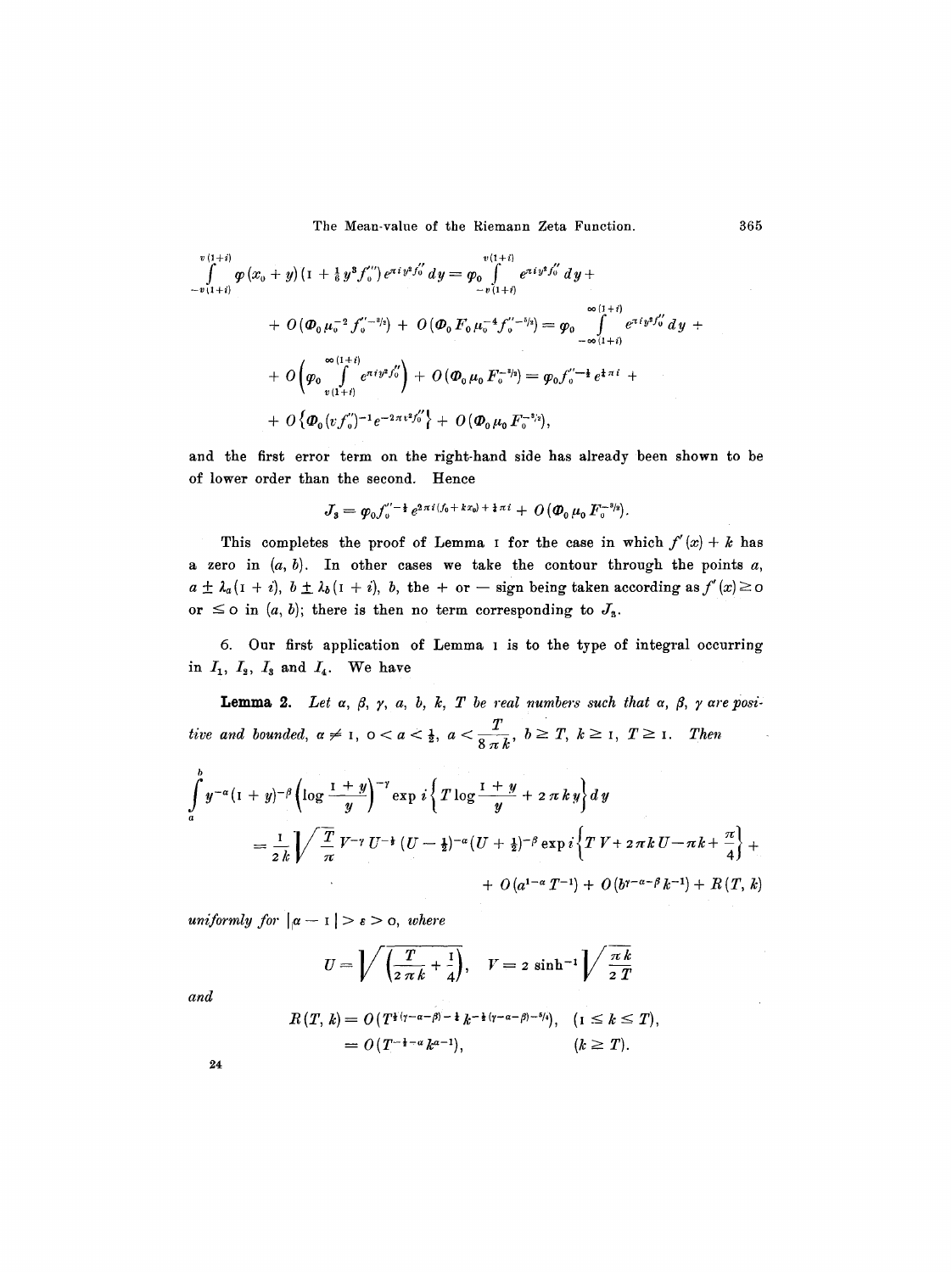$$\int_{-v(1+i)}^{v(1+i)} \varphi(x_0+y)\left(1+\tfrac{1}{6}y^3 f_0'''\right)e^{\pi i y^2 f_0''}\,dy = \varphi_0 \int_{-v(1+i)}^{v(1+i)} e^{\pi i y^2 f_0''}\,dy +$$

$$+\, O(\Phi_0 \mu_0^{-2} f_0''^{-3/2}) + O(\Phi_0 F_0 \mu_0^{-4} f_0''^{-5/2}) = \varphi_0 \int_{-\infty(1+i)}^{\infty(1+i)} e^{\pi i y^2 f_0''}\,dy +$$

$$+\, O\left(\varphi_0 \int_{v(1+i)}^{\infty(1+i)} e^{\pi i y^2 f_0''}\right) + O(\Phi_0 \mu_0 F_0^{-3/2}) = \varphi_0 f_0''^{-\frac{1}{2}} e^{\frac{1}{4}\pi i} +$$

$$+\, O\left\{\Phi_0 (v f_0'')^{-1} e^{-2\pi v^2 f_0''}\right\} + O(\Phi_0 \mu_0 F_0^{-3/2}),$$

and the first error term on the right-hand side has already been shown to be of lower order than the second. Hence

$$J_3 = \varphi_0 f_0''^{-\frac{1}{2}} e^{2\pi i (f_0 + k x_0) + \frac{1}{4}\pi i} + O(\Phi_0 \mu_0 F_0^{-3/2}).$$

This completes the proof of Lemma 1 for the case in which $f'(x) + k$ has a zero in $(a, b)$. In other cases we take the contour through the points $a$, $a \pm \lambda_a(1+i)$, $b \pm \lambda_b(1+i)$, $b$, the $+$ or $-$ sign being taken according as $f''(x) \geq 0$ or $\leq 0$ in $(a, b)$; there is then no term corresponding to $J_3$.

6. Our first application of Lemma 1 is to the type of integral occurring in $I_1$, $I_2$, $I_3$ and $I_4$. We have

**Lemma 2.** *Let $\alpha$, $\beta$, $\gamma$, $a$, $b$, $k$, $T$ be real numbers such that $\alpha$, $\beta$, $\gamma$ are positive and bounded, $\alpha \neq 1$, $0 < a < \frac{1}{2}$, $a < \dfrac{T}{8\pi k}$, $b \geq T$, $k \geq 1$, $T \geq 1$. Then*

$$\int_a^b y^{-\alpha}(1+y)^{-\beta}\left(\log\frac{1+y}{y}\right)^{-\gamma} \exp i\left\{T\log\frac{1+y}{y} + 2\pi k y\right\} dy$$

$$= \frac{1}{2k}\sqrt{\frac{T}{\pi}}\, V^{-\gamma} U^{-\frac{1}{2}} (U-\tfrac{1}{2})^{-\alpha}(U+\tfrac{1}{2})^{-\beta} \exp i\left\{TV + 2\pi k U - \pi k + \frac{\pi}{4}\right\} +$$

$$+\, O(a^{1-\alpha} T^{-1}) + O(b^{\gamma-\alpha-\beta} k^{-1}) + R(T, k)$$

*uniformly for $|\alpha - 1| > \varepsilon > 0$, where*

$$U = \sqrt{\left(\frac{T}{2\pi k} + \frac{1}{4}\right)}, \quad V = 2\sinh^{-1}\sqrt{\frac{\pi k}{2T}}$$

*and*

$$R(T, k) = O(T^{\frac{1}{2}(\gamma-\alpha-\beta)-\frac{1}{4}} k^{-\frac{1}{2}(\gamma-\alpha-\beta)-5/4}), \quad (1 \leq k \leq T),$$

$$= O(T^{-\frac{1}{2}-\alpha} k^{\alpha-1}), \quad (k \geq T).$$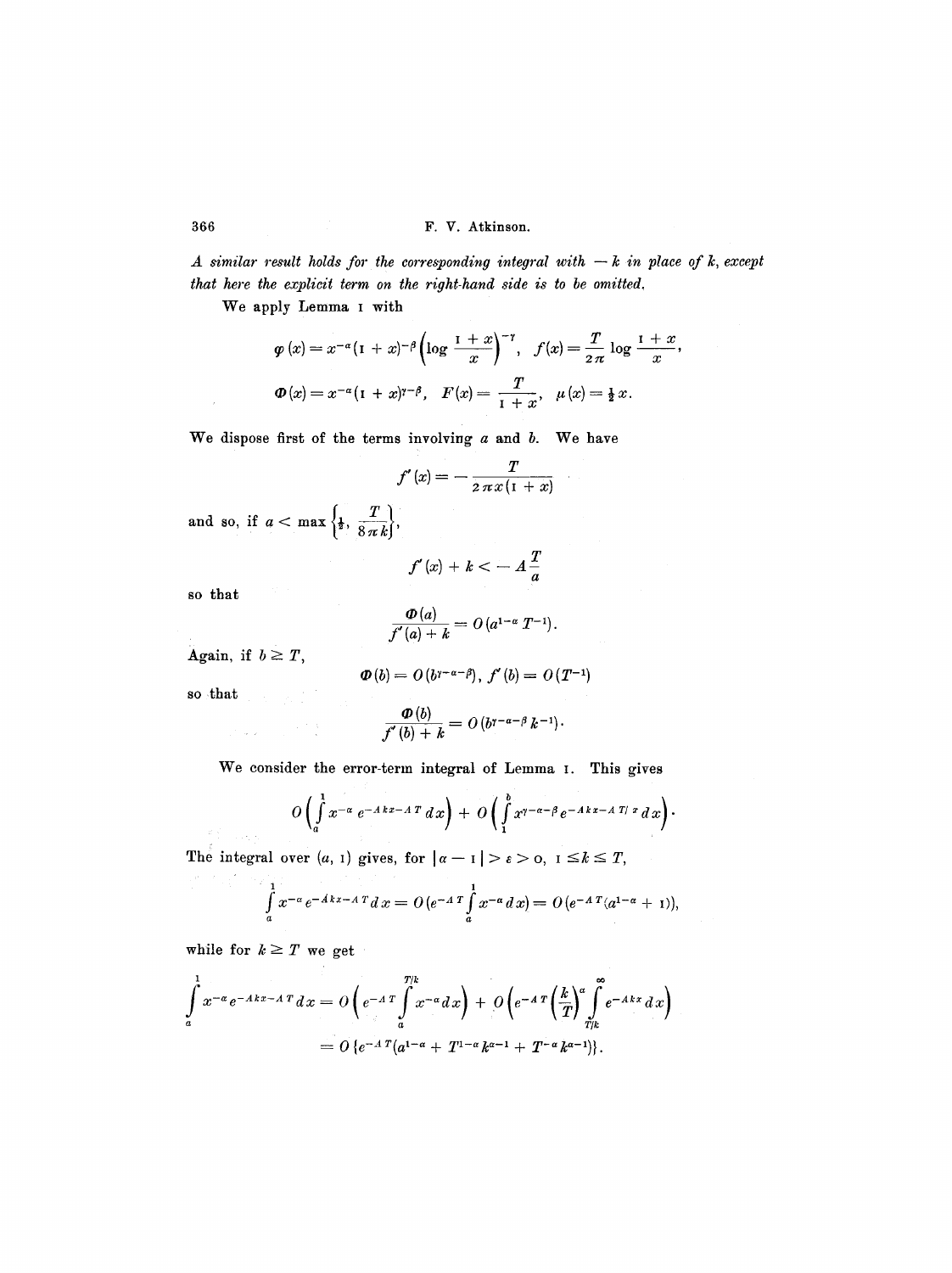*A similar result holds for the corresponding integral with $-k$ in place of $k$, except that here the explicit term on the right-hand side is to be omitted.*

We apply Lemma 1 with

$$\varphi(x) = x^{-\alpha}(1+x)^{-\beta}\left(\log\frac{1+x}{x}\right)^{-\gamma}, \quad f(x) = \frac{T}{2\pi}\log\frac{1+x}{x},$$

$$\Phi(x) = x^{-\alpha}(1+x)^{\gamma-\beta}, \quad F(x) = \frac{T}{1+x}, \quad \mu(x) = \tfrac{1}{2}x.$$

We dispose first of the terms involving $a$ and $b$. We have

$$f'(x) = -\frac{T}{2\pi x(1+x)}$$

and so, if $a < \max\left\{\frac{1}{2}, \frac{T}{8\pi k}\right\}$,

$$f'(x) + k < -A\frac{T}{a}$$

so that

$$\frac{\Phi(a)}{f'(a)+k} = O(a^{1-\alpha}T^{-1}).$$

Again, if $b \geq T$,

$$\Phi(b) = O(b^{\gamma-\alpha-\beta}), \; f'(b) = O(T^{-1})$$

so that

$$\frac{\Phi(b)}{f'(b)+k} = O(b^{\gamma-\alpha-\beta}k^{-1}).$$

We consider the error-term integral of Lemma 1. This gives

$$O\left(\int_a^1 x^{-\alpha}e^{-Akx-AT}dx\right) + O\left(\int_1^b x^{\gamma-\alpha-\beta}e^{-Akx-AT/x}dx\right).$$

The integral over $(a, 1)$ gives, for $|\alpha-1| > \varepsilon > 0$, $1 \leq k \leq T$,

$$\int_a^1 x^{-\alpha}e^{-Akx-AT}dx = O\left(e^{-AT}\int_a^1 x^{-\alpha}dx\right) = O(e^{-AT}(a^{1-\alpha}+1)),$$

while for $k \geq T$ we get

$$\int_a^1 x^{-\alpha}e^{-Akx-AT}dx = O\left(e^{-AT}\int_a^{T/k} x^{-\alpha}dx\right) + O\left(e^{-AT}\left(\frac{k}{T}\right)^{\alpha}\int_{T/k}^{\infty} e^{-Akx}dx\right)$$

$$= O\{e^{-AT}(a^{1-\alpha} + T^{1-\alpha}k^{\alpha-1} + T^{-\alpha}k^{\alpha-1})\}.$$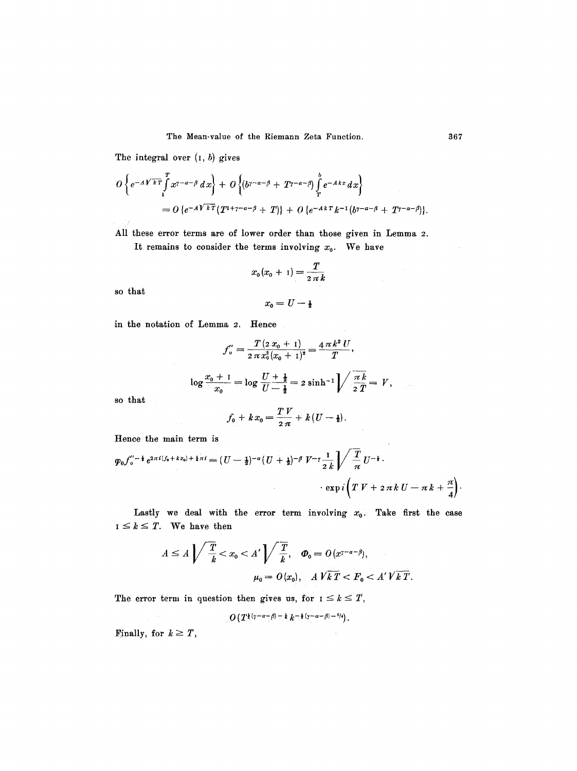The integral over $(1, b)$ gives

$$O\left\{e^{-A\sqrt{kT}}\int_1^T x^{\gamma-\alpha-\beta}\,dx\right\} + O\left\{(b^{\gamma-\alpha-\beta} + T^{\gamma-\alpha-\beta})\int_T^b e^{-Akx}\,dx\right\}$$

$$= O\{e^{-A\sqrt{kT}}(T^{1+\gamma-\alpha-\beta} + T)\} + O\{e^{-AkT}k^{-1}(b^{\gamma-\alpha-\beta} + T^{\gamma-\alpha-\beta})\}.$$

All these error terms are of lower order than those given in Lemma 2.

It remains to consider the terms involving $x_0$. We have

$$x_0(x_0 + 1) = \frac{T}{2\pi k}$$

so that

$$x_0 = U - \tfrac{1}{2}$$

in the notation of Lemma 2. Hence

$$f_0'' = \frac{T(2x_0 + 1)}{2\pi x_0^2(x_0 + 1)^2} = \frac{4\pi k^2 U}{T},$$

$$\log\frac{x_0 + 1}{x_0} = \log\frac{U + \frac{1}{2}}{U - \frac{1}{2}} = 2\sinh^{-1}\sqrt{\frac{\pi k}{2T}} = V,$$

so that

$$f_0 + kx_0 = \frac{TV}{2\pi} + k(U - \tfrac{1}{2}).$$

Hence the main term is

$$\varphi_0 f_0''^{-\frac{1}{2}} e^{2\pi i(f_0 + kx_0) + \frac{1}{4}\pi i} = (U - \tfrac{1}{2})^{-\alpha}(U + \tfrac{1}{2})^{-\beta} V^{-\gamma}\frac{1}{2k}\sqrt{\frac{T}{\pi}}\,U^{-\frac{1}{2}}\cdot$$

$$\cdot \exp i\left(TV + 2\pi kU - \pi k + \frac{\pi}{4}\right).$$

Lastly we deal with the error term involving $x_0$. Take first the case $1 \leq k \leq T$. We have then

$$A \leq A\sqrt{\frac{T}{k}} < x_0 < A'\sqrt{\frac{T}{k}}, \quad \Phi_0 = O(x^{\gamma-\alpha-\beta}),$$

$$\mu_0 = O(x_0), \quad A\sqrt{kT} < F_0 < A'\sqrt{kT}.$$

The error term in question then gives us, for $1 \leq k \leq T$,

$$O(T^{\frac{1}{2}(\gamma-\alpha-\beta)-\frac{1}{4}}k^{-\frac{1}{2}(\gamma-\alpha-\beta)-5/4}).$$

Finally, for $k \geq T$,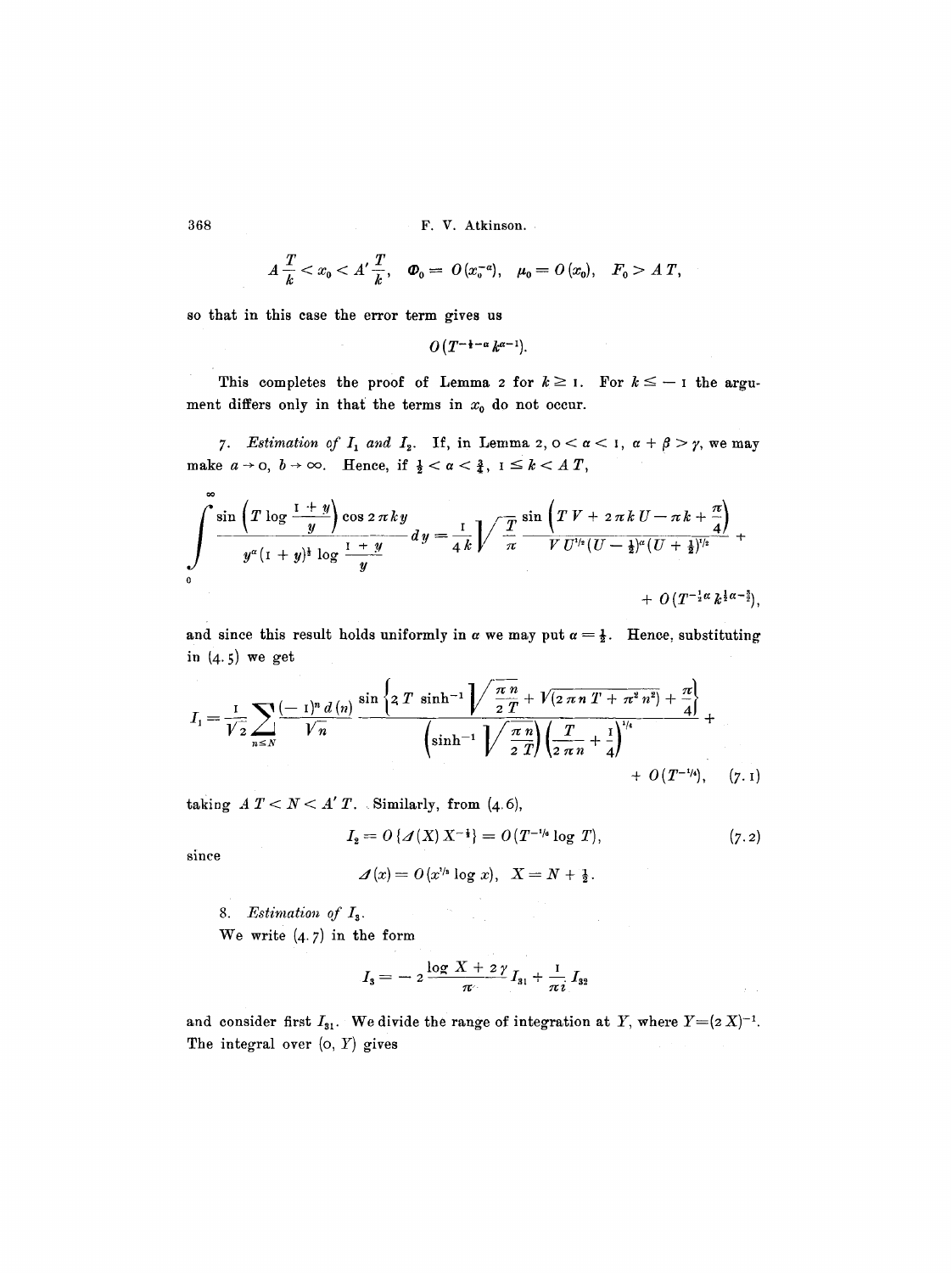$$A\frac{T}{k} < x_0 < A'\frac{T}{k}, \quad \Phi_0 = O(x_0^{-\alpha}), \quad \mu_0 = O(x_0), \quad F_0 > AT,$$

so that in this case the error term gives us

$$O(T^{-\frac{1}{2}-\alpha}k^{\alpha-1}).$$

This completes the proof of Lemma 2 for $k \geq 1$. For $k \leq -1$ the argument differs only in that the terms in $x_0$ do not occur.

7. *Estimation of $I_1$ and $I_2$.* If, in Lemma 2, $0 < \alpha < 1$, $\alpha + \beta > \gamma$, we may make $a \to 0$, $b \to \infty$. Hence, if $\frac{1}{2} < \alpha < \frac{3}{4}$, $1 \leq k < AT$,

$$\int_0^\infty \frac{\sin\left(T\log\frac{1+y}{y}\right)\cos 2\pi ky}{y^\alpha(1+y)^{\frac{1}{2}}\log\frac{1+y}{y}}\,dy = \frac{1}{4k}\sqrt{\frac{T}{\pi}}\,\frac{\sin\left(TV + 2\pi kU - \pi k + \frac{\pi}{4}\right)}{VU^{1/2}(U-\frac{1}{2})^\alpha(U+\frac{1}{2})^{1/2}} + O(T^{-\frac{1}{2}\alpha}k^{\frac{1}{2}\alpha-\frac{3}{2}}),$$

and since this result holds uniformly in $\alpha$ we may put $\alpha = \frac{1}{2}$. Hence, substituting in (4.5) we get

$$I_1 = \frac{1}{\sqrt{2}}\sum_{n\leq N}\frac{(-1)^n d(n)}{\sqrt{n}}\,\frac{\sin\left\{2T\sinh^{-1}\sqrt{\frac{\pi n}{2T}} + \sqrt{(2\pi nT + \pi^2 n^2)} + \frac{\pi}{4}\right\}}{\left(\sinh^{-1}\sqrt{\frac{\pi n}{2T}}\right)\left(\frac{T}{2\pi n}+\frac{1}{4}\right)^{1/4}} + O(T^{-1/4}), \quad (7.1)$$

taking $AT < N < A'T$. Similarly, from (4.6),

$$I_2 = O\{\Delta(X)X^{-\frac{1}{2}}\} = O(T^{-1/6}\log T), \quad (7.2)$$

since

$$\Delta(x) = O(x^{1/3}\log x), \quad X = N + \tfrac{1}{2}.$$

8. *Estimation of $I_3$.*

We write (4.7) in the form

$$I_3 = -2\frac{\log X + 2\gamma}{\pi}I_{31} + \frac{1}{\pi i}I_{32}$$

and consider first $I_{31}$. We divide the range of integration at $Y$, where $Y = (2X)^{-1}$. The integral over $(0, Y)$ gives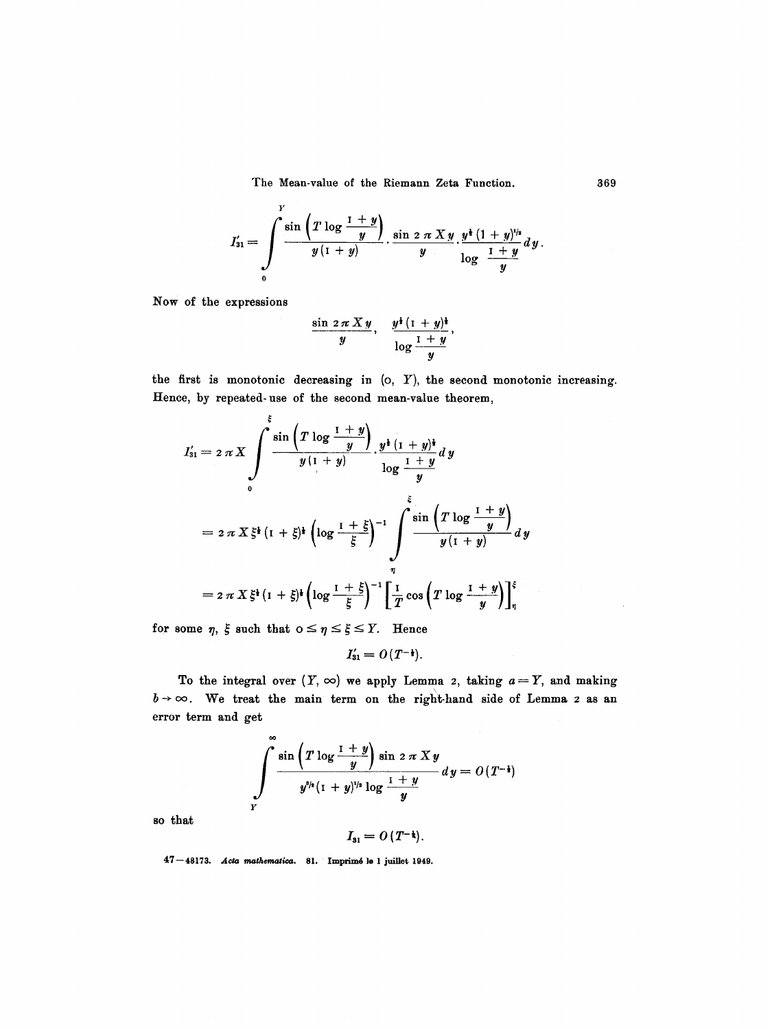$$I_{31}' = \int_0^Y \frac{\sin\left(T \log \frac{1+y}{y}\right)}{y(1+y)} \cdot \frac{\sin 2\pi X y}{y} \cdot \frac{y^{\frac{1}{2}}(1+y)^{1/2}}{\log \frac{1+y}{y}} dy.$$

Now of the expressions

$$\frac{\sin 2\pi X y}{y}, \quad \frac{y^{\frac{1}{2}}(1+y)^{\frac{1}{2}}}{\log \frac{1+y}{y}},$$

the first is monotonic decreasing in $(0, Y)$, the second monotonic increasing. Hence, by repeated use of the second mean-value theorem,

$$I_{31}' = 2\pi X \int_0^{\xi} \frac{\sin\left(T \log \frac{1+y}{y}\right)}{y(1+y)} \cdot \frac{y^{\frac{1}{2}}(1+y)^{\frac{1}{2}}}{\log \frac{1+y}{y}} dy$$

$$= 2\pi X \xi^{\frac{1}{2}}(1+\xi)^{\frac{1}{2}} \left(\log \frac{1+\xi}{\xi}\right)^{-1} \int_{\eta}^{\xi} \frac{\sin\left(T \log \frac{1+y}{y}\right)}{y(1+y)} dy$$

$$= 2\pi X \xi^{\frac{1}{2}}(1+\xi)^{\frac{1}{2}} \left(\log \frac{1+\xi}{\xi}\right)^{-1} \left[\frac{1}{T} \cos\left(T \log \frac{1+y}{y}\right)\right]_{\eta}^{\xi}$$

for some $\eta$, $\xi$ such that $0 \leq \eta \leq \xi \leq Y$. Hence

$$I_{31}' = O(T^{-\frac{1}{2}}).$$

To the integral over $(Y, \infty)$ we apply Lemma 2, taking $a = Y$, and making $b \to \infty$. We treat the main term on the right-hand side of Lemma 2 as an error term and get

$$\int_Y^{\infty} \frac{\sin\left(T \log \frac{1+y}{y}\right) \sin 2\pi X y}{y^{3/2}(1+y)^{1/2} \log \frac{1+y}{y}} dy = O(T^{-\frac{1}{2}})$$

so that

$$I_{31} = O(T^{-\frac{1}{2}}).$$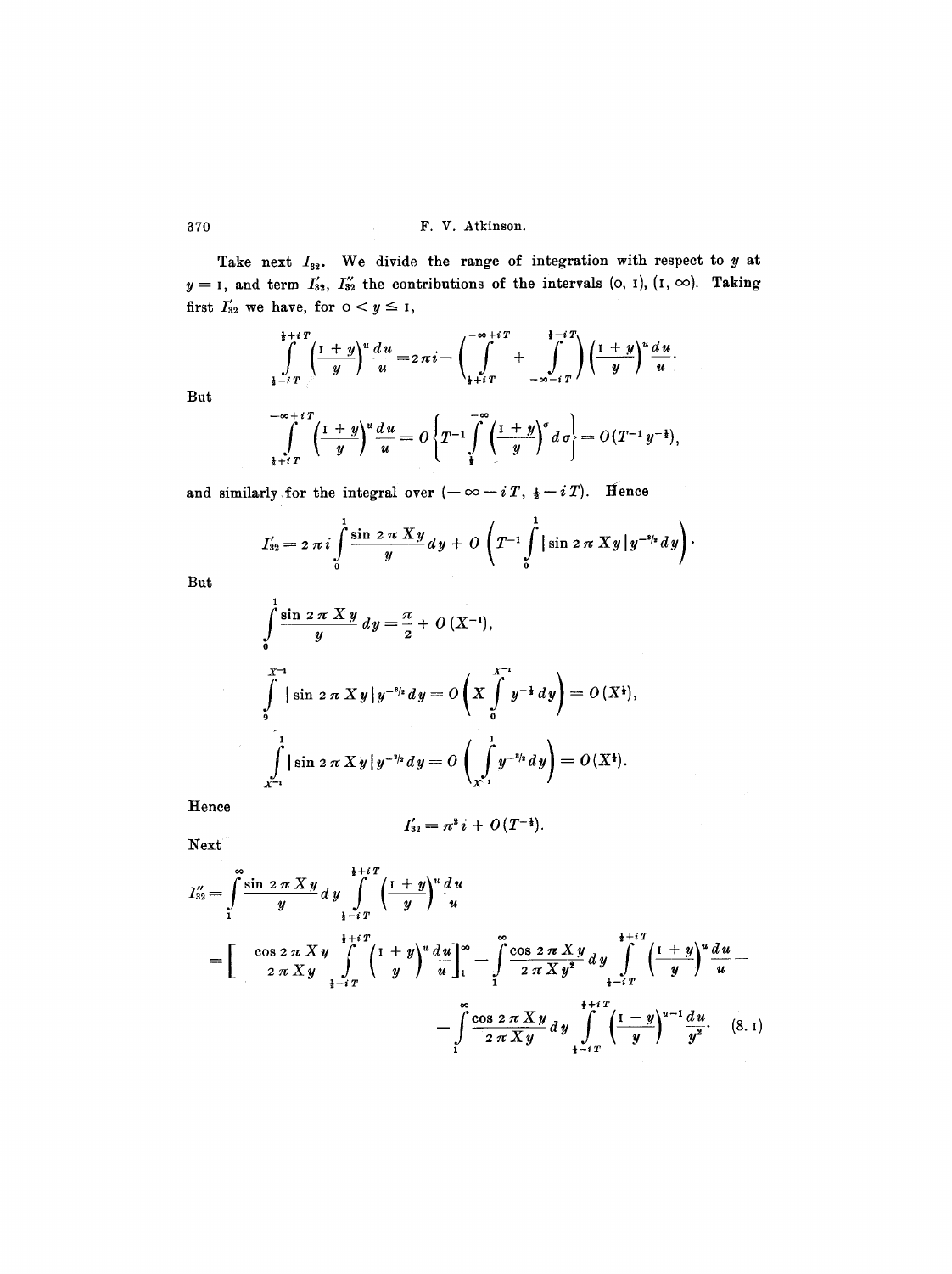Take next $I_{32}$. We divide the range of integration with respect to $y$ at $y = 1$, and term $I'_{32}$, $I''_{32}$ the contributions of the intervals $(0, 1)$, $(1, \infty)$. Taking first $I'_{32}$ we have, for $0 < y \leq 1$,

$$\int_{\frac{1}{2}-iT}^{\frac{1}{2}+iT} \left(\frac{1+y}{y}\right)^u \frac{du}{u} = 2\pi i - \left(\int_{\frac{1}{2}+iT}^{-\infty+iT} + \int_{-\infty-iT}^{\frac{1}{2}-iT}\right)\left(\frac{1+y}{y}\right)^u \frac{du}{u}.$$

But

$$\int_{\frac{1}{2}+iT}^{-\infty+iT} \left(\frac{1+y}{y}\right)^u \frac{du}{u} = O\left\{T^{-1}\int_{\frac{1}{2}}^{-\infty}\left(\frac{1+y}{y}\right)^\sigma d\sigma\right\} = O(T^{-1}y^{-\frac{1}{2}}),$$

and similarly for the integral over $(-\infty - iT, \frac{1}{2} - iT)$. Hence

$$I'_{32} = 2\pi i \int_0^1 \frac{\sin 2\pi Xy}{y}\, dy + O\left(T^{-1}\int_0^1 |\sin 2\pi Xy|\, y^{-3/2}\, dy\right).$$

But

$$\int_0^1 \frac{\sin 2\pi Xy}{y}\, dy = \frac{\pi}{2} + O(X^{-1}),$$

$$\int_0^{X^{-1}} |\sin 2\pi Xy|\, y^{-3/2}\, dy = O\left(X\int_0^{X^{-1}} y^{-\frac{1}{2}}\, dy\right) = O(X^{\frac{1}{2}}),$$

$$\int_{X^{-1}}^1 |\sin 2\pi Xy|\, y^{-3/2}\, dy = O\left(\int_{X^{-1}}^1 y^{-3/2}\, dy\right) = O(X^{\frac{1}{2}}).$$

Hence

$$I'_{32} = \pi^2 i + O(T^{-\frac{1}{2}}).$$

Next

$$\begin{aligned} I''_{32} &= \int_1^\infty \frac{\sin 2\pi Xy}{y}\, dy \int_{\frac{1}{2}-iT}^{\frac{1}{2}+iT} \left(\frac{1+y}{y}\right)^u \frac{du}{u} \\ &= \left[-\frac{\cos 2\pi Xy}{2\pi Xy}\int_{\frac{1}{2}-iT}^{\frac{1}{2}+iT}\left(\frac{1+y}{y}\right)^u \frac{du}{u}\right]_1^\infty - \int_1^\infty \frac{\cos 2\pi Xy}{2\pi Xy^2}\, dy \int_{\frac{1}{2}-iT}^{\frac{1}{2}+iT}\left(\frac{1+y}{y}\right)^u \frac{du}{u} - \\ &\qquad - \int_1^\infty \frac{\cos 2\pi Xy}{2\pi Xy}\, dy \int_{\frac{1}{2}-iT}^{\frac{1}{2}+iT}\left(\frac{1+y}{y}\right)^{u-1}\frac{du}{y^2}. \end{aligned} \tag{8.1}$$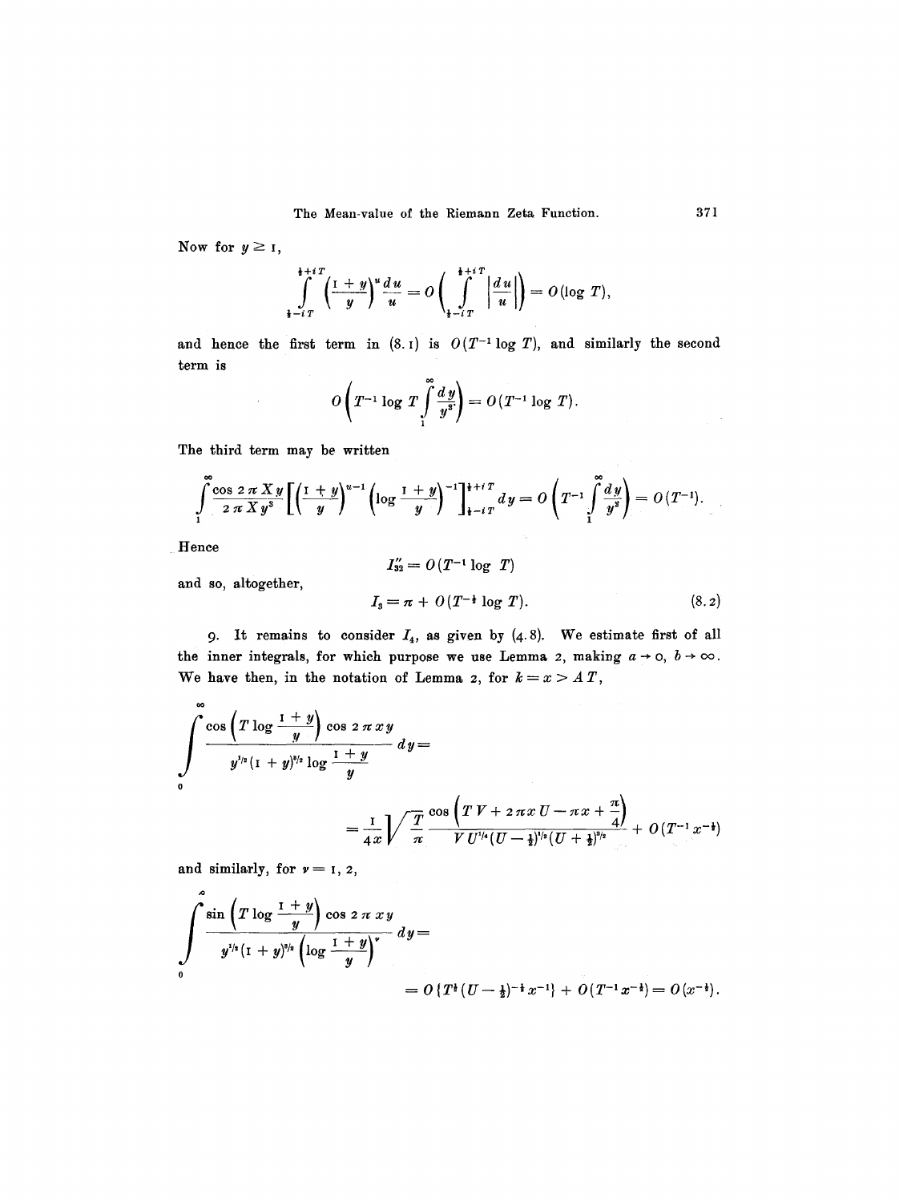Now for $y \geq 1$,

$$\int_{\frac{1}{2}-iT}^{\frac{1}{2}+iT} \left(\frac{1+y}{y}\right)^u \frac{du}{u} = O\left(\int_{\frac{1}{2}-iT}^{\frac{1}{2}+iT} \left|\frac{du}{u}\right|\right) = O(\log T),$$

and hence the first term in (8.1) is $O(T^{-1}\log T)$, and similarly the second term is

$$O\left(T^{-1}\log T \int_1^\infty \frac{dy}{y^2}\right) = O(T^{-1}\log T).$$

The third term may be written

$$\int_1^\infty \frac{\cos 2\pi X y}{2\pi X y^3}\left[\left(\frac{1+y}{y}\right)^{u-1}\left(\log\frac{1+y}{y}\right)^{-1}\right]_{\frac{1}{2}-iT}^{\frac{1}{2}+iT} dy = O\left(T^{-1}\int_1^\infty \frac{dy}{y^2}\right) = O(T^{-1}).$$

Hence

$$I''_{32} = O(T^{-1}\log T)$$

and so, altogether,

$$I_3 = \pi + O(T^{-\frac{1}{2}}\log T). \tag{8.2}$$

9. It remains to consider $I_4$, as given by (4.8). We estimate first of all the inner integrals, for which purpose we use Lemma 2, making $a \to 0$, $b \to \infty$. We have then, in the notation of Lemma 2, for $k = x > AT$,

$$\int_0^\infty \frac{\cos\left(T\log\frac{1+y}{y}\right)\cos 2\pi x y}{y^{1/2}(1+y)^{3/2}\log\frac{1+y}{y}}\,dy =$$

$$= \frac{1}{4x}\sqrt{\frac{T}{\pi}}\,\frac{\cos\left(TV + 2\pi x U - \pi x + \frac{\pi}{4}\right)}{V\,U^{1/4}(U-\frac{1}{2})^{1/2}(U+\frac{1}{2})^{3/2}} + O(T^{-1}x^{-\frac{1}{2}})$$

and similarly, for $\nu = 1, 2$,

$$\int_0^\infty \frac{\sin\left(T\log\frac{1+y}{y}\right)\cos 2\pi x y}{y^{1/2}(1+y)^{3/2}\left(\log\frac{1+y}{y}\right)^\nu}\,dy =$$

$$= O\{T^{\frac{1}{2}}(U-\tfrac{1}{2})^{-\frac{1}{2}}x^{-1}\} + O(T^{-1}x^{-\frac{1}{2}}) = O(x^{-\frac{1}{2}}).$$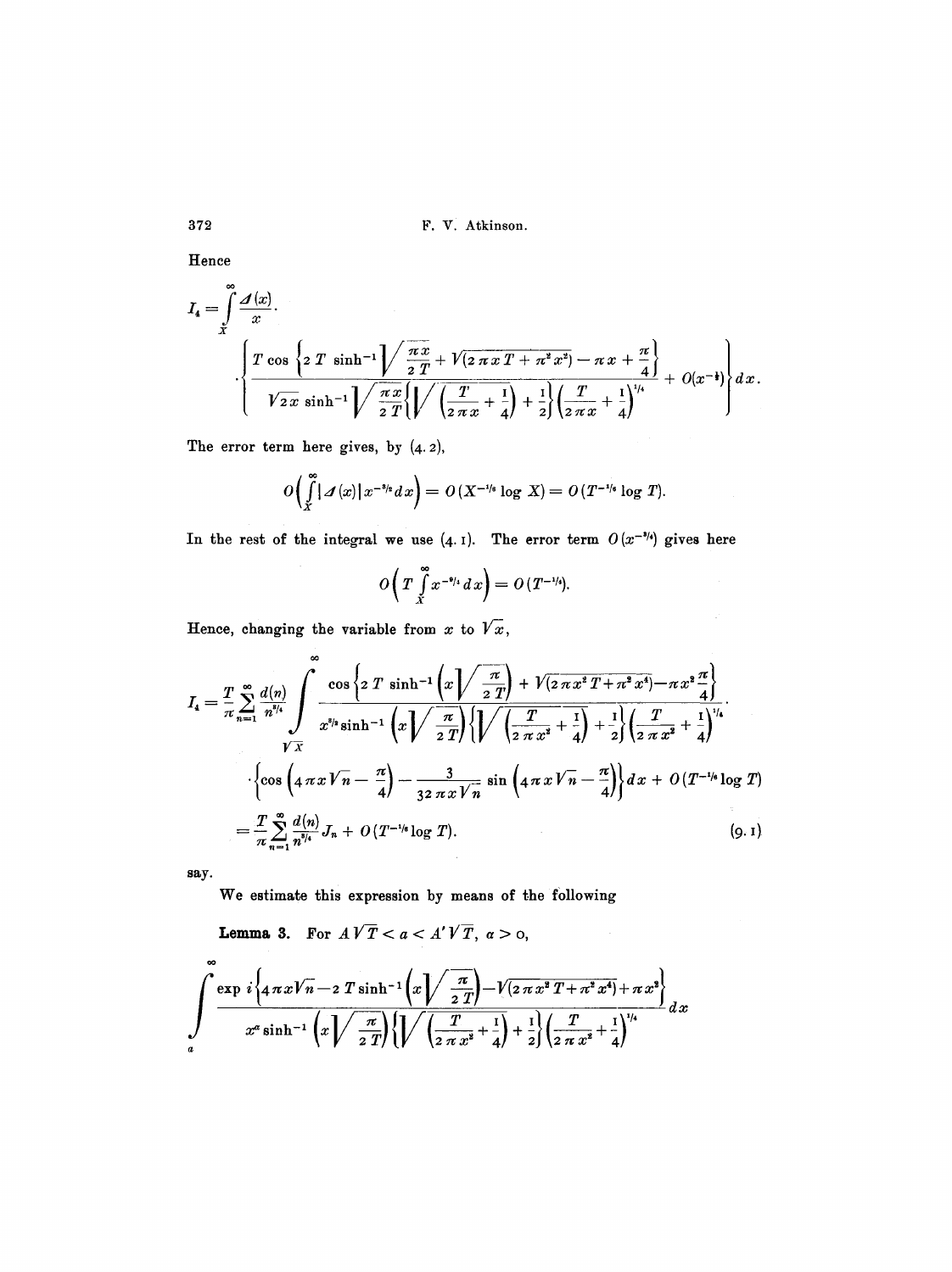Hence

$$I_4 = \int_X^\infty \frac{\Delta(x)}{x} \cdot$$

$$\cdot \left\{ \frac{T \cos\left\{2 T \sinh^{-1} \sqrt{\frac{\pi x}{2 T}} + \sqrt{(2 \pi x T + \pi^2 x^2)} - \pi x + \frac{\pi}{4}\right\}}{\sqrt{2 x} \sinh^{-1} \sqrt{\frac{\pi x}{2 T}} \left\{\sqrt{\left(\frac{T}{2 \pi x} + \frac{1}{4}\right)} + \frac{1}{2}\right\} \left(\frac{T}{2 \pi x} + \frac{1}{4}\right)^{1/4}} + O(x^{-\frac{1}{2}}) \right\} d x.$$

The error term here gives, by (4.2),

$$O\left(\int_X^\infty |\Delta(x)| x^{-3/2} d x\right) = O(X^{-1/4} \log X) = O(T^{-1/4} \log T).$$

In the rest of the integral we use (4.1). The error term $O(x^{-3/4})$ gives here

$$O\left(T \int_X^\infty x^{-9/4} d x\right) = O(T^{-1/4}).$$

Hence, changing the variable from $x$ to $\sqrt{x}$,

$$I_4 = \frac{T}{\pi} \sum_{n=1}^\infty \frac{d(n)}{n^{3/4}} \int_{\sqrt{X}}^\infty \frac{\cos\left\{2 T \sinh^{-1}\left(x \sqrt{\frac{\pi}{2 T}}\right) + \sqrt{(2 \pi x^2 T + \pi^2 x^4)} - \pi x^2 \frac{\pi}{4}\right\}}{x^{3/2} \sinh^{-1}\left(x \sqrt{\frac{\pi}{2 T}}\right) \left\{\sqrt{\left(\frac{T}{2 \pi x^2} + \frac{1}{4}\right)} + \frac{1}{2}\right\} \left(\frac{T}{2 \pi x^2} + \frac{1}{4}\right)^{1/4}} \cdot$$

$$\cdot \left\{\cos\left(4 \pi x \sqrt{n} - \frac{\pi}{4}\right) - \frac{3}{32 \pi x \sqrt{n}} \sin\left(4 \pi x \sqrt{n} - \frac{\pi}{4}\right)\right\} d x + O(T^{-1/4} \log T)$$

$$= \frac{T}{\pi} \sum_{n=1}^\infty \frac{d(n)}{n^{3/4}} J_n + O(T^{-1/4} \log T). \tag{9.1}$$

say.

We estimate this expression by means of the following

**Lemma 3.** For $A \sqrt{T} < a < A' \sqrt{T}$, $\alpha > 0$,

$$\int_a^\infty \frac{\exp i\left\{4 \pi x \sqrt{n} - 2 T \sinh^{-1}\left(x \sqrt{\frac{\pi}{2 T}}\right) - \sqrt{(2 \pi x^2 T + \pi^2 x^4)} + \pi x^2\right\}}{x^\alpha \sinh^{-1}\left(x \sqrt{\frac{\pi}{2 T}}\right) \left\{\sqrt{\left(\frac{T}{2 \pi x^2} + \frac{1}{4}\right)} + \frac{1}{2}\right\} \left(\frac{T}{2 \pi x^2} + \frac{1}{4}\right)^{1/4}} d x$$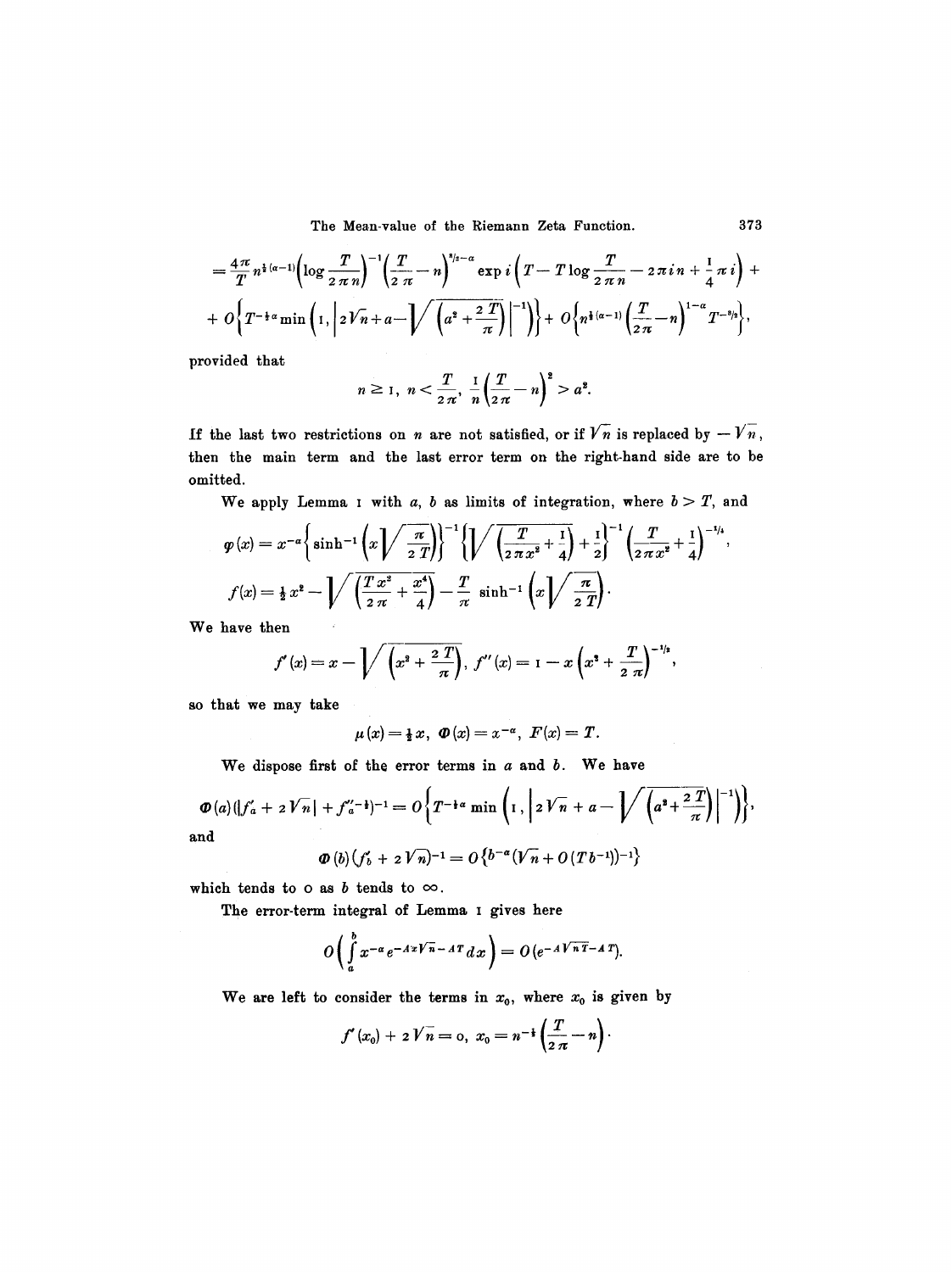$$= \frac{4\pi}{T} n^{\frac{1}{2}(\alpha-1)} \left(\log \frac{T}{2\pi n}\right)^{-1} \left(\frac{T}{2\pi} - n\right)^{3/2-\alpha} \exp i\left(T - T\log\frac{T}{2\pi n} - 2\pi i n + \frac{1}{4}\pi i\right) +$$

$$+ O\left\{T^{-\frac{1}{2}\alpha} \min\left(1, \left|2\sqrt{n} + a - \sqrt{\left(a^2 + \frac{2T}{\pi}\right)}\right|^{-1}\right)\right\} + O\left\{n^{\frac{1}{2}(\alpha-1)}\left(\frac{T}{2\pi} - n\right)^{1-\alpha} T^{-3/2}\right\},$$

provided that

$$n \geq 1,\ n < \frac{T}{2\pi},\ \frac{1}{n}\left(\frac{T}{2\pi} - n\right)^2 > a^2.$$

If the last two restrictions on $n$ are not satisfied, or if $\sqrt{n}$ is replaced by $-\sqrt{n}$, then the main term and the last error term on the right-hand side are to be omitted.

We apply Lemma 1 with $a$, $b$ as limits of integration, where $b > T$, and

$$\varphi(x) = x^{-\alpha}\left\{\sinh^{-1}\left(x\sqrt{\frac{\pi}{2T}}\right)\right\}^{-1}\left\{\sqrt{\left(\frac{T}{2\pi x^2} + \frac{1}{4}\right)} + \frac{1}{2}\right\}^{-1}\left(\frac{T}{2\pi x^2} + \frac{1}{4}\right)^{-1/4},$$

$$f(x) = \frac{1}{2}x^2 - \sqrt{\left(\frac{Tx^2}{2\pi} + \frac{x^4}{4}\right)} - \frac{T}{\pi}\sinh^{-1}\left(x\sqrt{\frac{\pi}{2T}}\right).$$

We have then

$$f'(x) = x - \sqrt{\left(x^2 + \frac{2T}{\pi}\right)},\ f''(x) = 1 - x\left(x^2 + \frac{T}{2\pi}\right)^{-1/2},$$

so that we may take

$$\mu(x) = \frac{1}{2}x,\ \Phi(x) = x^{-\alpha},\ F(x) = T.$$

We dispose first of the error terms in $a$ and $b$. We have

$$\Phi(a)(|f_a' + 2\sqrt{n}| + f_a''^{-\frac{1}{2}})^{-1} = O\left\{T^{-\frac{1}{2}\alpha}\min\left(1, \left|2\sqrt{n} + a - \sqrt{\left(a^2 + \frac{2T}{\pi}\right)}\right|^{-1}\right)\right\},$$

and

$$\Phi(b)(f_b' + 2\sqrt{n})^{-1} = O\{b^{-\alpha}(\sqrt{n} + O(Tb^{-1}))^{-1}\}$$

which tends to 0 as $b$ tends to $\infty$.

The error-term integral of Lemma 1 gives here

$$O\left(\int_a^b x^{-\alpha} e^{-Ax\sqrt{n} - AT}\, dx\right) = O(e^{-A\sqrt{nT} - AT}).$$

We are left to consider the terms in $x_0$, where $x_0$ is given by

$$f'(x_0) + 2\sqrt{n} = 0,\ x_0 = n^{-\frac{1}{2}}\left(\frac{T}{2\pi} - n\right).$$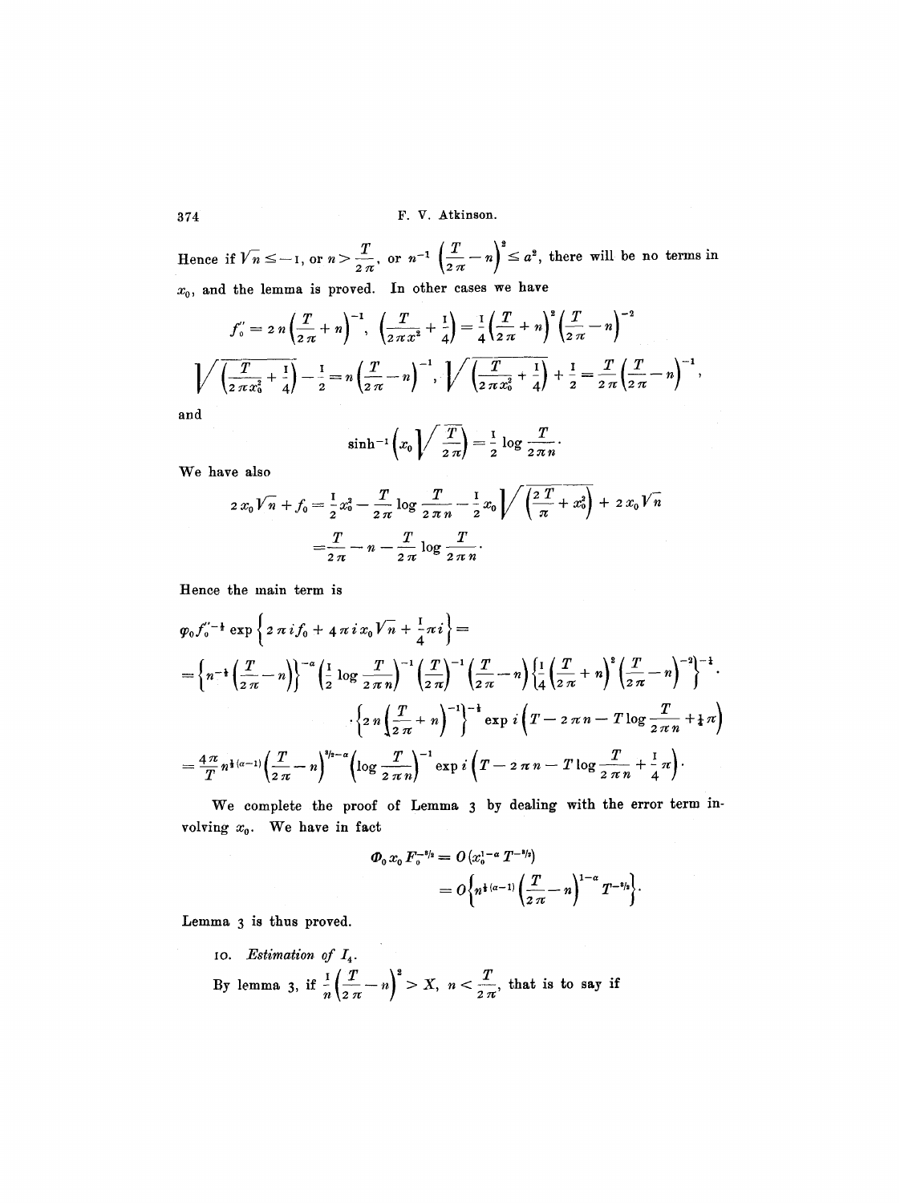Hence if $\sqrt{n} \leq -1$, or $n > \frac{T}{2\pi}$, or $n^{-1}\left(\frac{T}{2\pi} - n\right)^2 \leq a^2$, there will be no terms in $x_0$, and the lemma is proved. In other cases we have

$$f_0'' = 2n\left(\frac{T}{2\pi} + n\right)^{-1}, \quad \left(\frac{T}{2\pi x^2} + \frac{1}{4}\right) = \frac{1}{4}\left(\frac{T}{2\pi} + n\right)^2\left(\frac{T}{2\pi} - n\right)^{-2}$$

$$\sqrt{\left(\frac{T}{2\pi x_0^2} + \frac{1}{4}\right)} - \frac{1}{2} = n\left(\frac{T}{2\pi} - n\right)^{-1}, \quad \sqrt{\left(\frac{T}{2\pi x_0^2} + \frac{1}{4}\right)} + \frac{1}{2} = \frac{T}{2\pi}\left(\frac{T}{2\pi} - n\right)^{-1},$$

and

$$\sinh^{-1}\left(x_0\sqrt{\frac{T}{2\pi}}\right) = \frac{1}{2}\log\frac{T}{2\pi n}.$$

We have also

$$\begin{aligned} 2x_0\sqrt{n} + f_0 &= \frac{1}{2}x_0^2 - \frac{T}{2\pi}\log\frac{T}{2\pi n} - \frac{1}{2}x_0\sqrt{\left(\frac{2T}{\pi} + x_0^2\right)} + 2x_0\sqrt{n} \\ &= \frac{T}{2\pi} - n - \frac{T}{2\pi}\log\frac{T}{2\pi n}. \end{aligned}$$

Hence the main term is

$$\begin{aligned} &\varphi_0 f_0''^{-\frac{1}{2}} \exp\left\{2\pi i f_0 + 4\pi i x_0\sqrt{n} + \frac{1}{4}\pi i\right\} = \\ &= \left\{n^{-\frac{1}{2}}\left(\frac{T}{2\pi} - n\right)\right\}^{-a}\left(\frac{1}{2}\log\frac{T}{2\pi n}\right)^{-1}\left(\frac{T}{2\pi}\right)^{-1}\left(\frac{T}{2\pi} - n\right)\left\{\frac{1}{4}\left(\frac{T}{2\pi} + n\right)^2\left(\frac{T}{2\pi} - n\right)^{-2}\right\}^{-\frac{1}{4}} \cdot \\ &\qquad \cdot \left\{2n\left(\frac{T}{2\pi} + n\right)^{-1}\right\}^{-\frac{1}{2}} \exp i\left(T - 2\pi n - T\log\frac{T}{2\pi n} + \frac{1}{4}\pi\right) \\ &= \frac{4\pi}{T} n^{\frac{1}{2}(a-1)}\left(\frac{T}{2\pi} - n\right)^{3/2 - a}\left(\log\frac{T}{2\pi n}\right)^{-1} \exp i\left(T - 2\pi n - T\log\frac{T}{2\pi n} + \frac{1}{4}\pi\right). \end{aligned}$$

We complete the proof of Lemma 3 by dealing with the error term involving $x_0$. We have in fact

$$\begin{aligned} \Phi_0 x_0 F_0^{-3/2} &= O(x_0^{1-a} T^{-3/2}) \\ &= O\left\{n^{\frac{1}{2}(a-1)}\left(\frac{T}{2\pi} - n\right)^{1-a} T^{-3/2}\right\}. \end{aligned}$$

Lemma 3 is thus proved.

10. *Estimation of* $I_4$.

By lemma 3, if $\frac{1}{n}\left(\frac{T}{2\pi} - n\right)^2 > X$, $n < \frac{T}{2\pi}$, that is to say if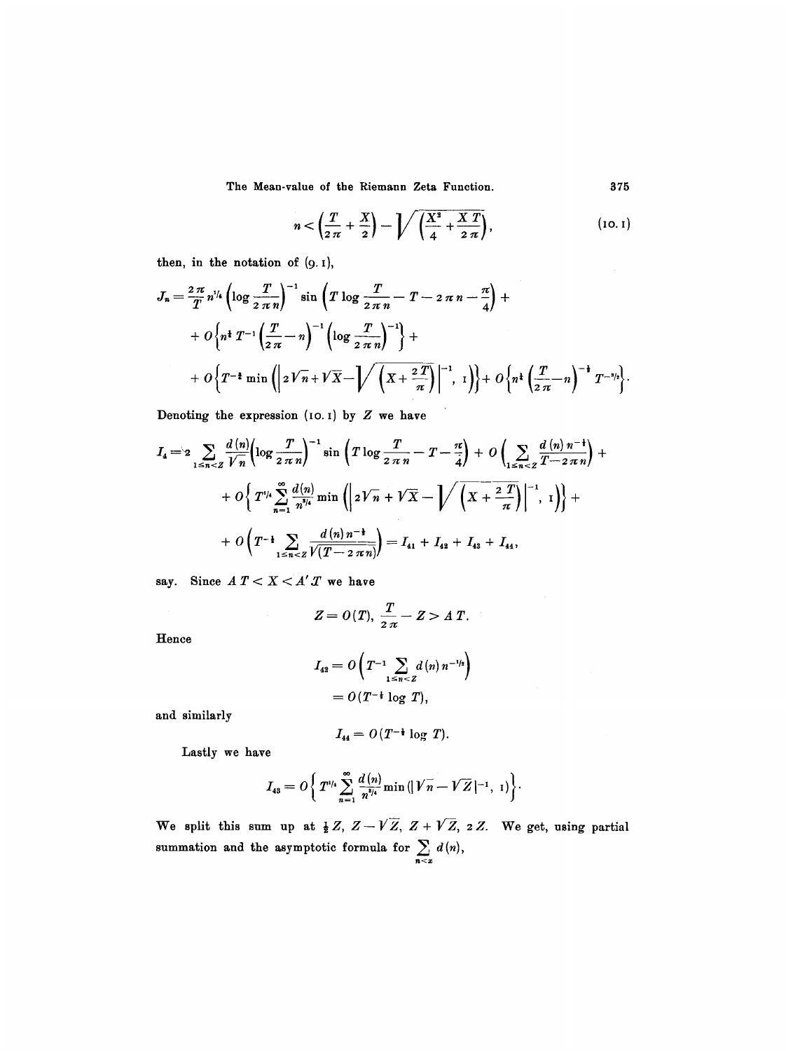$$n < \left(\frac{T}{2\pi} + \frac{X}{2}\right) - \sqrt{\left(\frac{X^2}{4} + \frac{XT}{2\pi}\right)}, \tag{10.1}$$

then, in the notation of (9.1),

$$J_n = \frac{2\pi}{T} n^{1/4} \left(\log \frac{T}{2\pi n}\right)^{-1} \sin\left(T \log \frac{T}{2\pi n} - T - 2\pi n - \frac{\pi}{4}\right) +$$
$$+ O\left\{n^{\frac{1}{4}} T^{-1} \left(\frac{T}{2\pi} - n\right)^{-1} \left(\log \frac{T}{2\pi n}\right)^{-1}\right\} +$$
$$+ O\left\{T^{-\frac{3}{4}} \min\left(\left|2\sqrt{n} + \sqrt{X} - \sqrt{\left(X + \frac{2T}{\pi}\right)}\right|^{-1}, 1\right)\right\} + O\left\{n^{\frac{1}{4}} \left(\frac{T}{2\pi} - n\right)^{-\frac{1}{2}} T^{-3/2}\right\}.$$

Denoting the expression (10.1) by $Z$ we have

$$I_4 = 2 \sum_{1 \le n < Z} \frac{d(n)}{\sqrt{n}} \left(\log \frac{T}{2\pi n}\right)^{-1} \sin\left(T \log \frac{T}{2\pi n} - T - \frac{\pi}{4}\right) + O\left(\sum_{1 \le n < Z} \frac{d(n)\, n^{-\frac{1}{4}}}{T - 2\pi n}\right) +$$
$$+ O\left\{T^{1/4} \sum_{n=1}^{\infty} \frac{d(n)}{n^{3/4}} \min\left(\left|2\sqrt{n} + \sqrt{X} - \sqrt{\left(X + \frac{2T}{\pi}\right)}\right|^{-1}, 1\right)\right\} +$$
$$+ O\left(T^{-\frac{1}{2}} \sum_{1 \le n < Z} \frac{d(n)\, n^{-\frac{1}{4}}}{\sqrt{(T - 2\pi n)}}\right) = I_{41} + I_{42} + I_{43} + I_{44},$$

say. Since $AT < X < A'T$ we have

$$Z = O(T), \quad \frac{T}{2\pi} - Z > AT.$$

Hence

$$I_{42} = O\left(T^{-1} \sum_{1 \le n < Z} d(n)\, n^{-1/2}\right)$$
$$= O(T^{-\frac{1}{2}} \log T),$$

and similarly

$$I_{44} = O(T^{-\frac{1}{2}} \log T).$$

Lastly we have

$$I_{43} = O\left\{T^{1/4} \sum_{n=1}^{\infty} \frac{d(n)}{n^{3/4}} \min\left(|\sqrt{n} - \sqrt{Z}|^{-1}, 1\right)\right\}.$$

We split this sum up at $\frac{1}{2}Z$, $Z - \sqrt{Z}$, $Z + \sqrt{Z}$, $2Z$. We get, using partial summation and the asymptotic formula for $\sum_{n<x} d(n)$,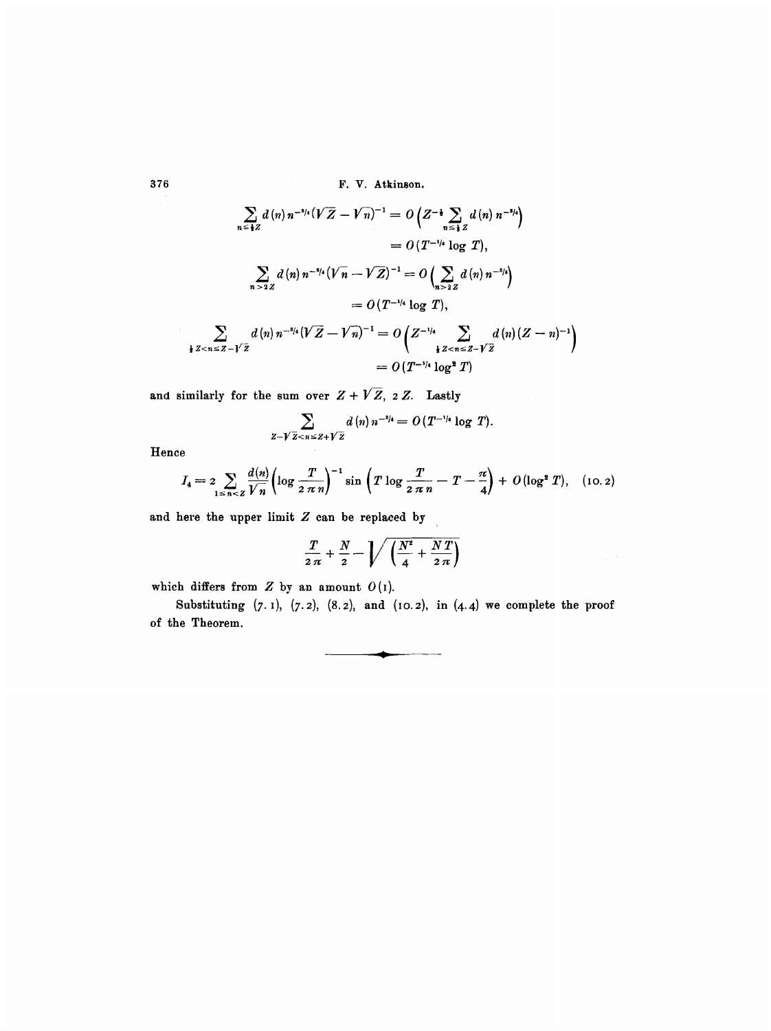$$\sum_{n \leq \frac{1}{2}Z} d(n)\, n^{-3/4} (\sqrt{Z} - \sqrt{n})^{-1} = O\Big(Z^{-\frac{1}{2}} \sum_{n \leq \frac{1}{2}Z} d(n)\, n^{-3/4}\Big)$$

$$= O(T^{-1/4} \log T),$$

$$\sum_{n > 2Z} d(n)\, n^{-3/4} (\sqrt{n} - \sqrt{Z})^{-1} = O\Big(\sum_{n > 2Z} d(n)\, n^{-5/4}\Big)$$

$$= O(T^{-1/4} \log T),$$

$$\sum_{\frac{1}{2}Z < n \leq Z - \sqrt{Z}} d(n)\, n^{-3/4} (\sqrt{Z} - \sqrt{n})^{-1} = O\Big(Z^{-1/4} \sum_{\frac{1}{2}Z < n \leq Z - \sqrt{Z}} d(n)(Z - n)^{-1}\Big)$$

$$= O(T^{-1/4} \log^2 T)$$

and similarly for the sum over $Z + \sqrt{Z}$, $2Z$. Lastly

$$\sum_{Z - \sqrt{Z} < n \leq Z + \sqrt{Z}} d(n)\, n^{-3/4} = O(T^{-1/4} \log T).$$

Hence

$$I_4 = 2 \sum_{1 \leq n < Z} \frac{d(n)}{\sqrt{n}} \left(\log \frac{T}{2\pi n}\right)^{-1} \sin\left(T \log \frac{T}{2\pi n} - T - \frac{\pi}{4}\right) + O(\log^2 T), \quad (10.2)$$

and here the upper limit $Z$ can be replaced by

$$\frac{T}{2\pi} + \frac{N}{2} - \sqrt{\left(\frac{N^2}{4} + \frac{NT}{2\pi}\right)}$$

which differs from $Z$ by an amount $O(1)$.

Substituting (7.1), (7.2), (8.2), and (10.2), in (4.4) we complete the proof of the Theorem.